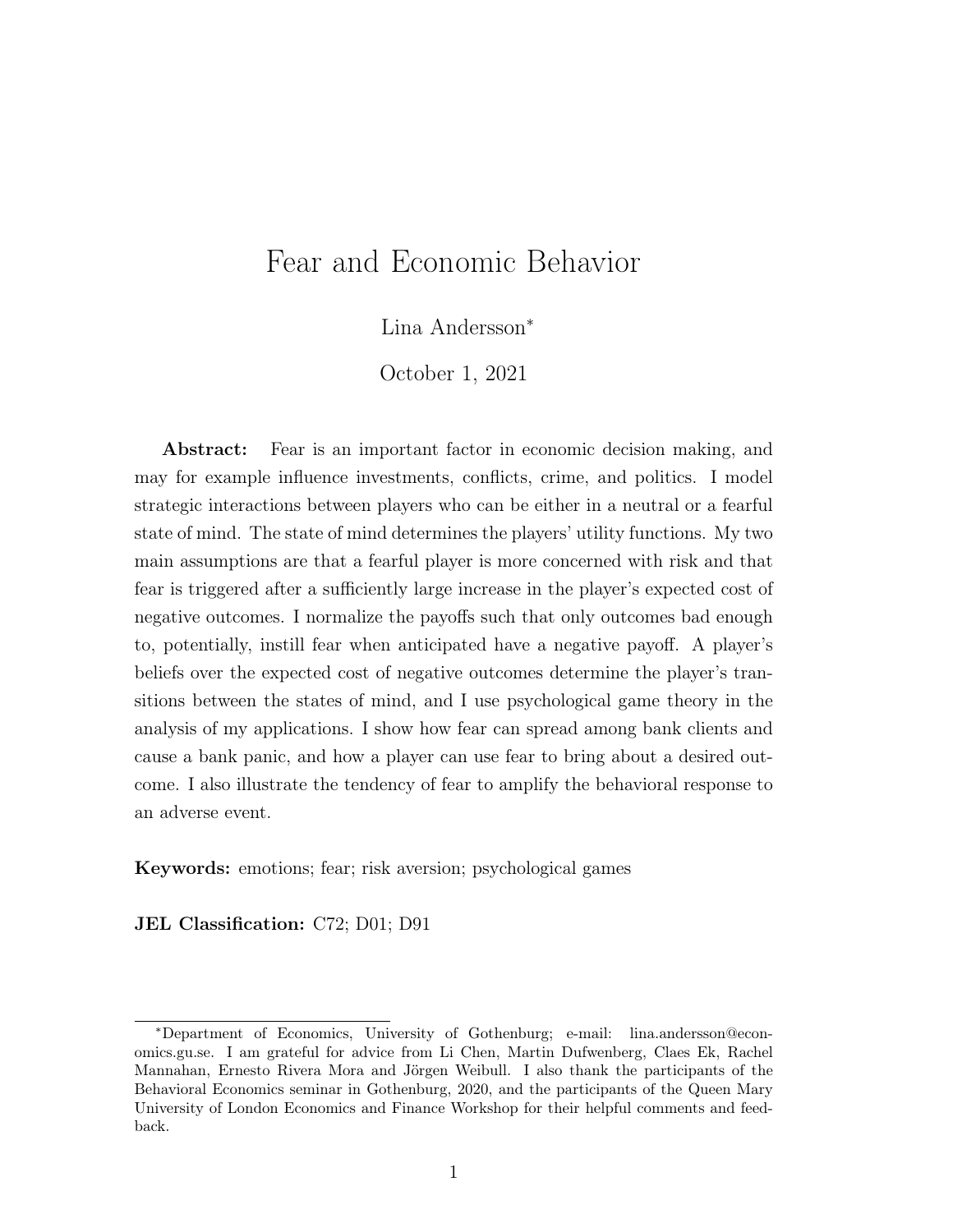# Fear and Economic Behavior

Lina Andersson[*]

October 1, 2021

**Abstract:** Fear is an important factor in economic decision making, and may for example influence investments, conflicts, crime, and politics. I model strategic interactions between players who can be either in a neutral or a fearful state of mind. The state of mind determines the players' utility functions. My two main assumptions are that a fearful player is more concerned with risk and that fear is triggered after a sufficiently large increase in the player's expected cost of negative outcomes. I normalize the payoffs such that only outcomes bad enough to, potentially, instill fear when anticipated have a negative payoff. A player's beliefs over the expected cost of negative outcomes determine the player's transitions between the states of mind, and I use psychological game theory in the analysis of my applications. I show how fear can spread among bank clients and cause a bank panic, and how a player can use fear to bring about a desired outcome. I also illustrate the tendency of fear to amplify the behavioral response to an adverse event.

**Keywords:** emotions; fear; risk aversion; psychological games

**JEL Classification:** C72; D01; D91

---

[*] Department of Economics, University of Gothenburg; e-mail: lina.andersson@economics.gu.se. I am grateful for advice from Li Chen, Martin Dufwenberg, Claes Ek, Rachel Mannahan, Ernesto Rivera Mora and Jörgen Weibull. I also thank the participants of the Behavioral Economics seminar in Gothenburg, 2020, and the participants of the Queen Mary University of London Economics and Finance Workshop for their helpful comments and feedback.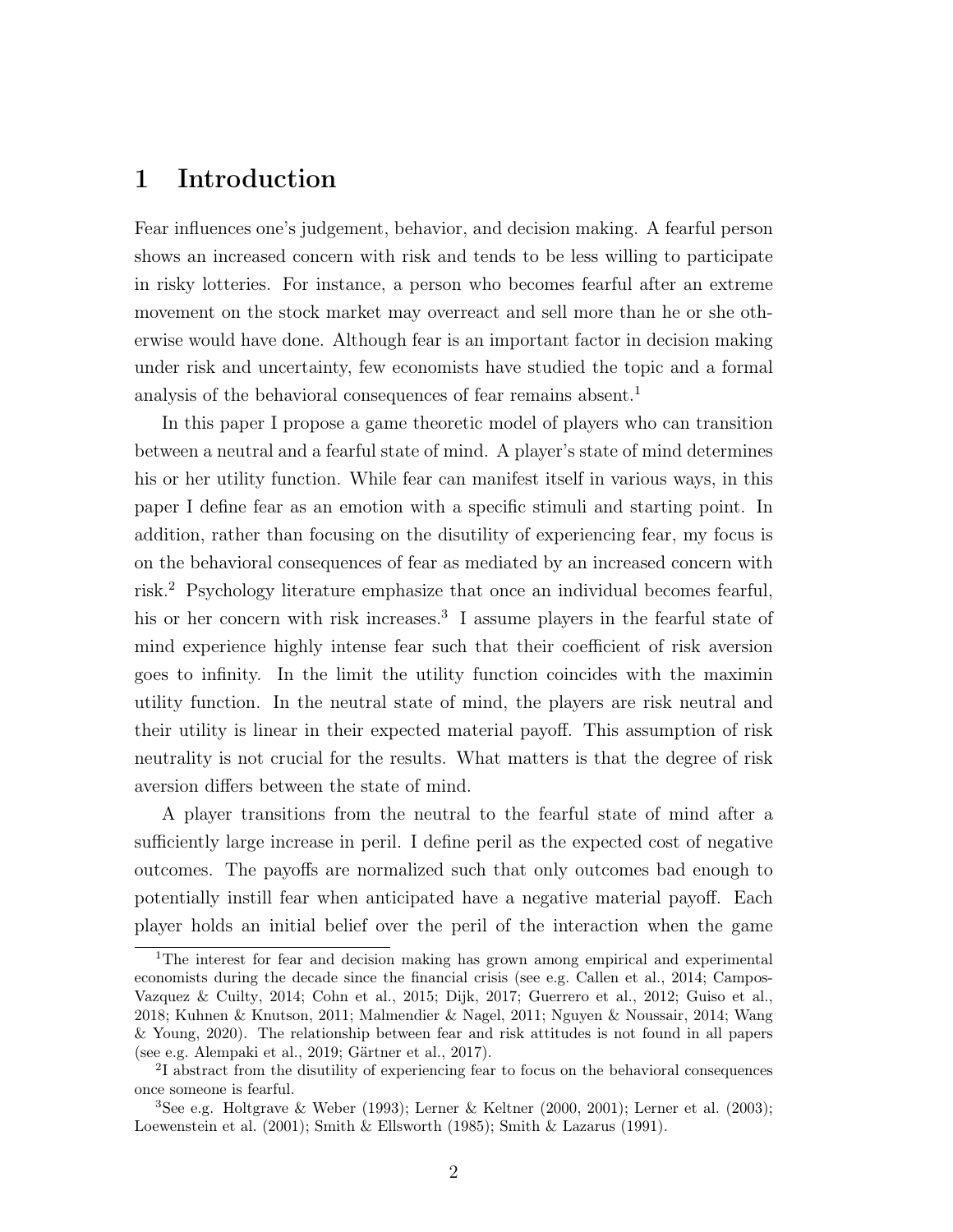# 1 Introduction

Fear influences one's judgement, behavior, and decision making. A fearful person shows an increased concern with risk and tends to be less willing to participate in risky lotteries. For instance, a person who becomes fearful after an extreme movement on the stock market may overreact and sell more than he or she otherwise would have done. Although fear is an important factor in decision making under risk and uncertainty, few economists have studied the topic and a formal analysis of the behavioral consequences of fear remains absent.[1]

In this paper I propose a game theoretic model of players who can transition between a neutral and a fearful state of mind. A player's state of mind determines his or her utility function. While fear can manifest itself in various ways, in this paper I define fear as an emotion with a specific stimuli and starting point. In addition, rather than focusing on the disutility of experiencing fear, my focus is on the behavioral consequences of fear as mediated by an increased concern with risk.[2] Psychology literature emphasize that once an individual becomes fearful, his or her concern with risk increases.[3] I assume players in the fearful state of mind experience highly intense fear such that their coefficient of risk aversion goes to infinity. In the limit the utility function coincides with the maximin utility function. In the neutral state of mind, the players are risk neutral and their utility is linear in their expected material payoff. This assumption of risk neutrality is not crucial for the results. What matters is that the degree of risk aversion differs between the state of mind.

A player transitions from the neutral to the fearful state of mind after a sufficiently large increase in peril. I define peril as the expected cost of negative outcomes. The payoffs are normalized such that only outcomes bad enough to potentially instill fear when anticipated have a negative material payoff. Each player holds an initial belief over the peril of the interaction when the game

---

[1] The interest for fear and decision making has grown among empirical and experimental economists during the decade since the financial crisis (see e.g. Callen et al., 2014; Campos-Vazquez & Cuilty, 2014; Cohn et al., 2015; Dijk, 2017; Guerrero et al., 2012; Guiso et al., 2018; Kuhnen & Knutson, 2011; Malmendier & Nagel, 2011; Nguyen & Noussair, 2014; Wang & Young, 2020). The relationship between fear and risk attitudes is not found in all papers (see e.g. Alempaki et al., 2019; Gärtner et al., 2017).

[2] I abstract from the disutility of experiencing fear to focus on the behavioral consequences once someone is fearful.

[3] See e.g. Holtgrave & Weber (1993); Lerner & Keltner (2000, 2001); Lerner et al. (2003); Loewenstein et al. (2001); Smith & Ellsworth (1985); Smith & Lazarus (1991).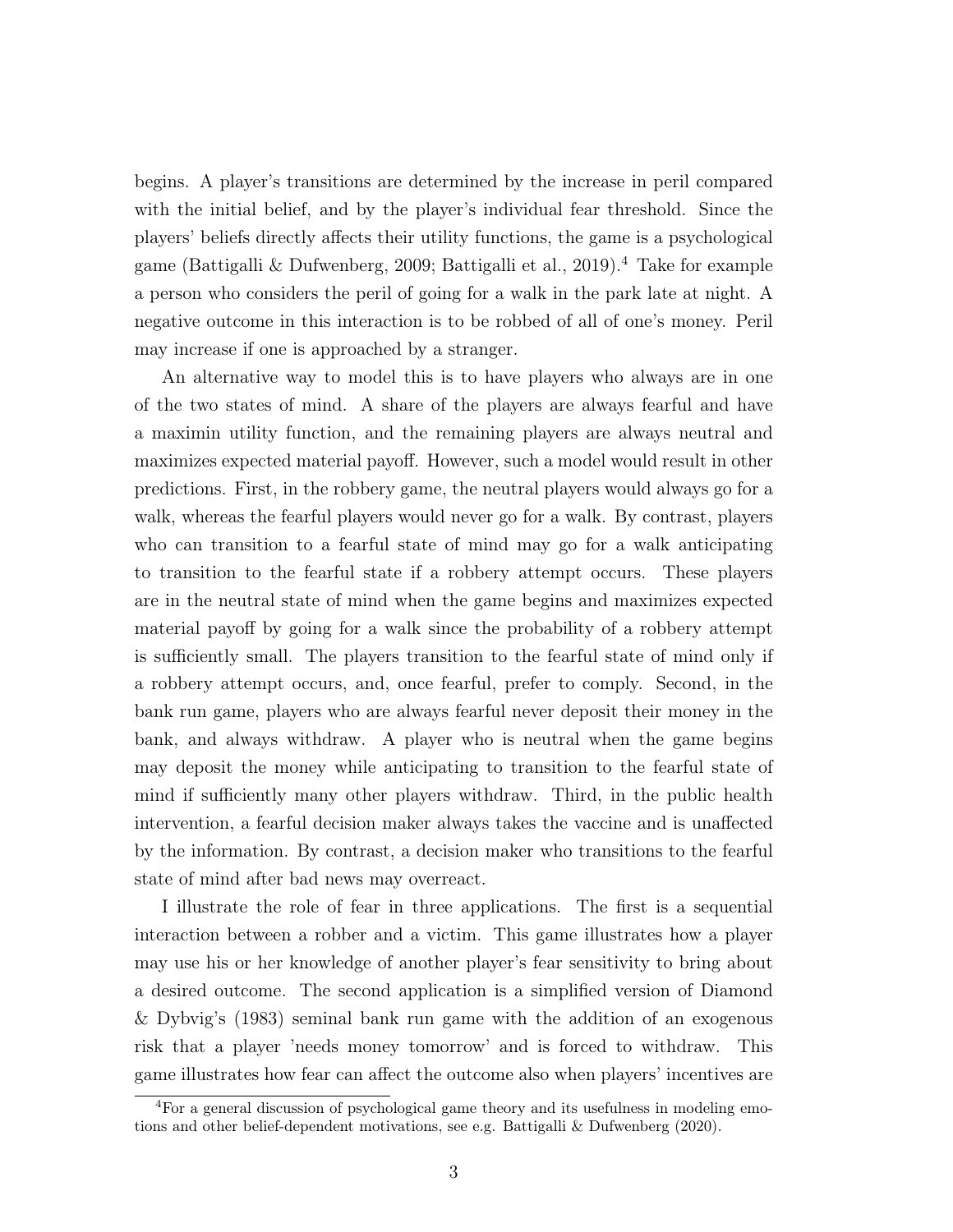begins. A player's transitions are determined by the increase in peril compared with the initial belief, and by the player's individual fear threshold. Since the players' beliefs directly affects their utility functions, the game is a psychological game (Battigalli & Dufwenberg, 2009; Battigalli et al., 2019).[4] Take for example a person who considers the peril of going for a walk in the park late at night. A negative outcome in this interaction is to be robbed of all of one's money. Peril may increase if one is approached by a stranger.

An alternative way to model this is to have players who always are in one of the two states of mind. A share of the players are always fearful and have a maximin utility function, and the remaining players are always neutral and maximizes expected material payoff. However, such a model would result in other predictions. First, in the robbery game, the neutral players would always go for a walk, whereas the fearful players would never go for a walk. By contrast, players who can transition to a fearful state of mind may go for a walk anticipating to transition to the fearful state if a robbery attempt occurs. These players are in the neutral state of mind when the game begins and maximizes expected material payoff by going for a walk since the probability of a robbery attempt is sufficiently small. The players transition to the fearful state of mind only if a robbery attempt occurs, and, once fearful, prefer to comply. Second, in the bank run game, players who are always fearful never deposit their money in the bank, and always withdraw. A player who is neutral when the game begins may deposit the money while anticipating to transition to the fearful state of mind if sufficiently many other players withdraw. Third, in the public health intervention, a fearful decision maker always takes the vaccine and is unaffected by the information. By contrast, a decision maker who transitions to the fearful state of mind after bad news may overreact.

I illustrate the role of fear in three applications. The first is a sequential interaction between a robber and a victim. This game illustrates how a player may use his or her knowledge of another player's fear sensitivity to bring about a desired outcome. The second application is a simplified version of Diamond & Dybvig's (1983) seminal bank run game with the addition of an exogenous risk that a player 'needs money tomorrow' and is forced to withdraw. This game illustrates how fear can affect the outcome also when players' incentives are

[4] For a general discussion of psychological game theory and its usefulness in modeling emotions and other belief-dependent motivations, see e.g. Battigalli & Dufwenberg (2020).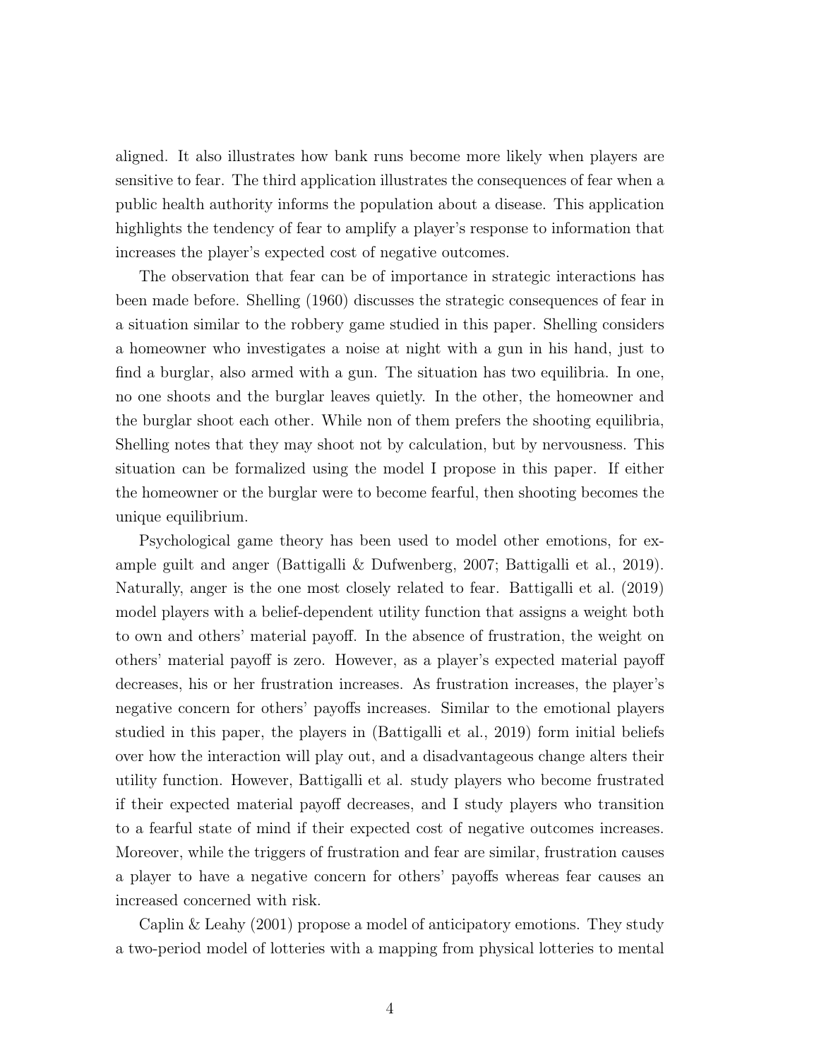aligned. It also illustrates how bank runs become more likely when players are sensitive to fear. The third application illustrates the consequences of fear when a public health authority informs the population about a disease. This application highlights the tendency of fear to amplify a player's response to information that increases the player's expected cost of negative outcomes.

The observation that fear can be of importance in strategic interactions has been made before. Shelling (1960) discusses the strategic consequences of fear in a situation similar to the robbery game studied in this paper. Shelling considers a homeowner who investigates a noise at night with a gun in his hand, just to find a burglar, also armed with a gun. The situation has two equilibria. In one, no one shoots and the burglar leaves quietly. In the other, the homeowner and the burglar shoot each other. While non of them prefers the shooting equilibria, Shelling notes that they may shoot not by calculation, but by nervousness. This situation can be formalized using the model I propose in this paper. If either the homeowner or the burglar were to become fearful, then shooting becomes the unique equilibrium.

Psychological game theory has been used to model other emotions, for example guilt and anger (Battigalli & Dufwenberg, 2007; Battigalli et al., 2019). Naturally, anger is the one most closely related to fear. Battigalli et al. (2019) model players with a belief-dependent utility function that assigns a weight both to own and others' material payoff. In the absence of frustration, the weight on others' material payoff is zero. However, as a player's expected material payoff decreases, his or her frustration increases. As frustration increases, the player's negative concern for others' payoffs increases. Similar to the emotional players studied in this paper, the players in (Battigalli et al., 2019) form initial beliefs over how the interaction will play out, and a disadvantageous change alters their utility function. However, Battigalli et al. study players who become frustrated if their expected material payoff decreases, and I study players who transition to a fearful state of mind if their expected cost of negative outcomes increases. Moreover, while the triggers of frustration and fear are similar, frustration causes a player to have a negative concern for others' payoffs whereas fear causes an increased concerned with risk.

Caplin & Leahy (2001) propose a model of anticipatory emotions. They study a two-period model of lotteries with a mapping from physical lotteries to mental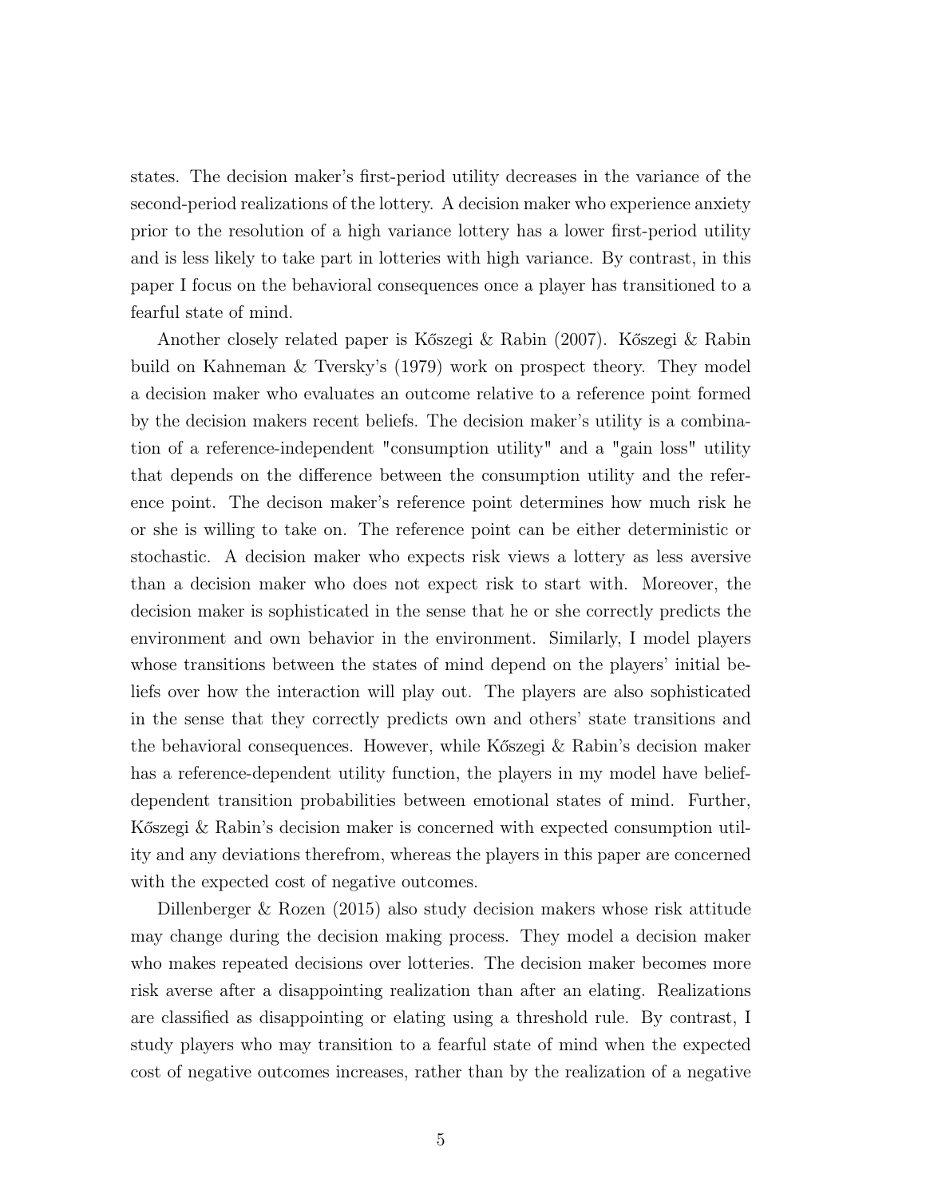states. The decision maker's first-period utility decreases in the variance of the second-period realizations of the lottery. A decision maker who experience anxiety prior to the resolution of a high variance lottery has a lower first-period utility and is less likely to take part in lotteries with high variance. By contrast, in this paper I focus on the behavioral consequences once a player has transitioned to a fearful state of mind.

Another closely related paper is Kőszegi & Rabin (2007). Kőszegi & Rabin build on Kahneman & Tversky's (1979) work on prospect theory. They model a decision maker who evaluates an outcome relative to a reference point formed by the decision makers recent beliefs. The decision maker's utility is a combination of a reference-independent "consumption utility" and a "gain loss" utility that depends on the difference between the consumption utility and the reference point. The decison maker's reference point determines how much risk he or she is willing to take on. The reference point can be either deterministic or stochastic. A decision maker who expects risk views a lottery as less aversive than a decision maker who does not expect risk to start with. Moreover, the decision maker is sophisticated in the sense that he or she correctly predicts the environment and own behavior in the environment. Similarly, I model players whose transitions between the states of mind depend on the players' initial beliefs over how the interaction will play out. The players are also sophisticated in the sense that they correctly predicts own and others' state transitions and the behavioral consequences. However, while Kőszegi & Rabin's decision maker has a reference-dependent utility function, the players in my model have belief-dependent transition probabilities between emotional states of mind. Further, Kőszegi & Rabin's decision maker is concerned with expected consumption utility and any deviations therefrom, whereas the players in this paper are concerned with the expected cost of negative outcomes.

Dillenberger & Rozen (2015) also study decision makers whose risk attitude may change during the decision making process. They model a decision maker who makes repeated decisions over lotteries. The decision maker becomes more risk averse after a disappointing realization than after an elating. Realizations are classified as disappointing or elating using a threshold rule. By contrast, I study players who may transition to a fearful state of mind when the expected cost of negative outcomes increases, rather than by the realization of a negative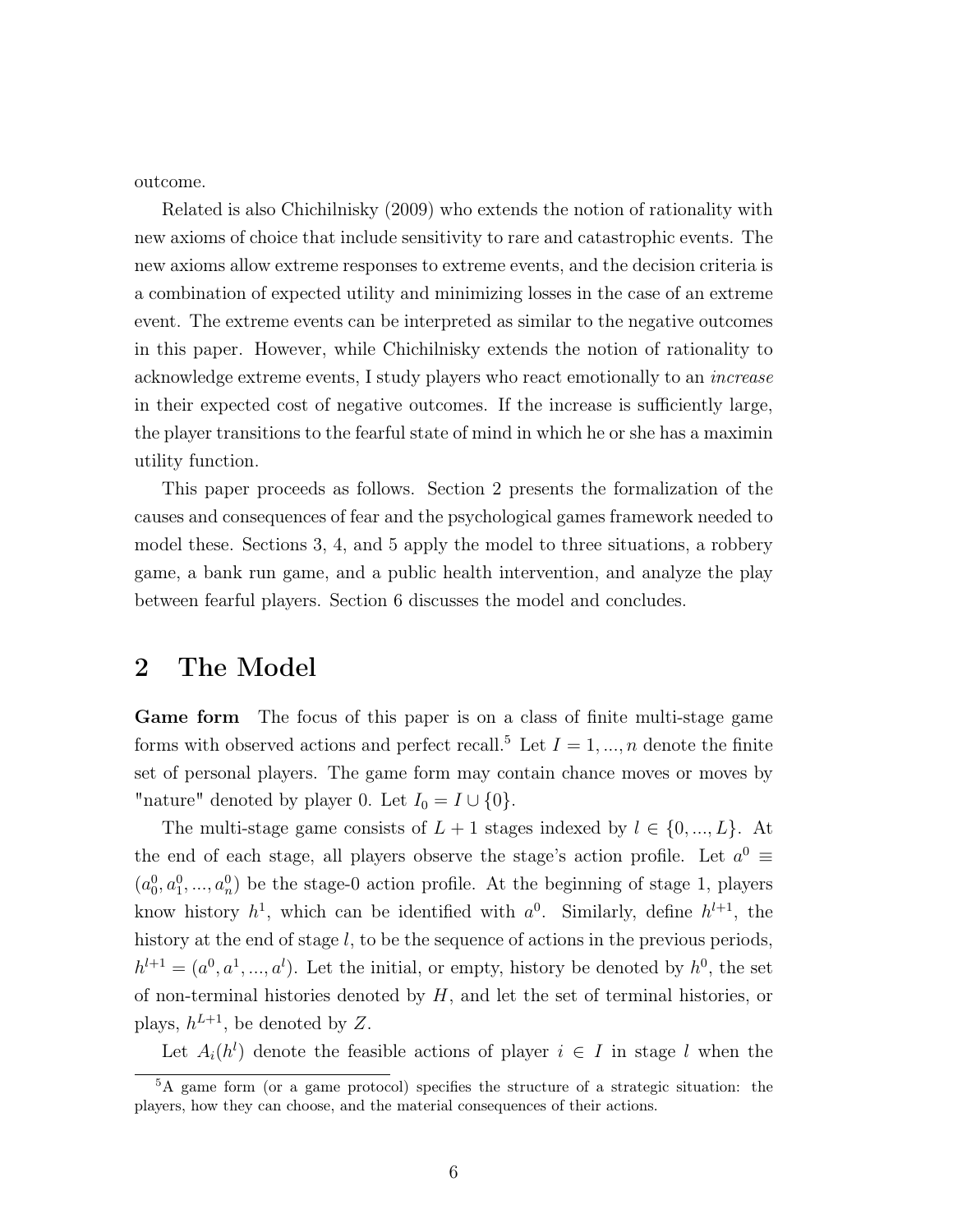outcome.

Related is also Chichilnisky (2009) who extends the notion of rationality with new axioms of choice that include sensitivity to rare and catastrophic events. The new axioms allow extreme responses to extreme events, and the decision criteria is a combination of expected utility and minimizing losses in the case of an extreme event. The extreme events can be interpreted as similar to the negative outcomes in this paper. However, while Chichilnisky extends the notion of rationality to acknowledge extreme events, I study players who react emotionally to an *increase* in their expected cost of negative outcomes. If the increase is sufficiently large, the player transitions to the fearful state of mind in which he or she has a maximin utility function.

This paper proceeds as follows. Section 2 presents the formalization of the causes and consequences of fear and the psychological games framework needed to model these. Sections 3, 4, and 5 apply the model to three situations, a robbery game, a bank run game, and a public health intervention, and analyze the play between fearful players. Section 6 discusses the model and concludes.

## 2 The Model

**Game form** The focus of this paper is on a class of finite multi-stage game forms with observed actions and perfect recall.[5] Let $I = 1, ..., n$ denote the finite set of personal players. The game form may contain chance moves or moves by "nature" denoted by player 0. Let $I_0 = I \cup \{0\}$.

The multi-stage game consists of $L + 1$ stages indexed by $l \in \{0, ..., L\}$. At the end of each stage, all players observe the stage's action profile. Let $a^0 \equiv (a^0_0, a^0_1, ..., a^0_n)$ be the stage-0 action profile. At the beginning of stage 1, players know history $h^1$, which can be identified with $a^0$. Similarly, define $h^{l+1}$, the history at the end of stage $l$, to be the sequence of actions in the previous periods, $h^{l+1} = (a^0, a^1, ..., a^l)$. Let the initial, or empty, history be denoted by $h^0$, the set of non-terminal histories denoted by $H$, and let the set of terminal histories, or plays, $h^{L+1}$, be denoted by $Z$.

Let $A_i(h^l)$ denote the feasible actions of player $i \in I$ in stage $l$ when the

[5] A game form (or a game protocol) specifies the structure of a strategic situation: the players, how they can choose, and the material consequences of their actions.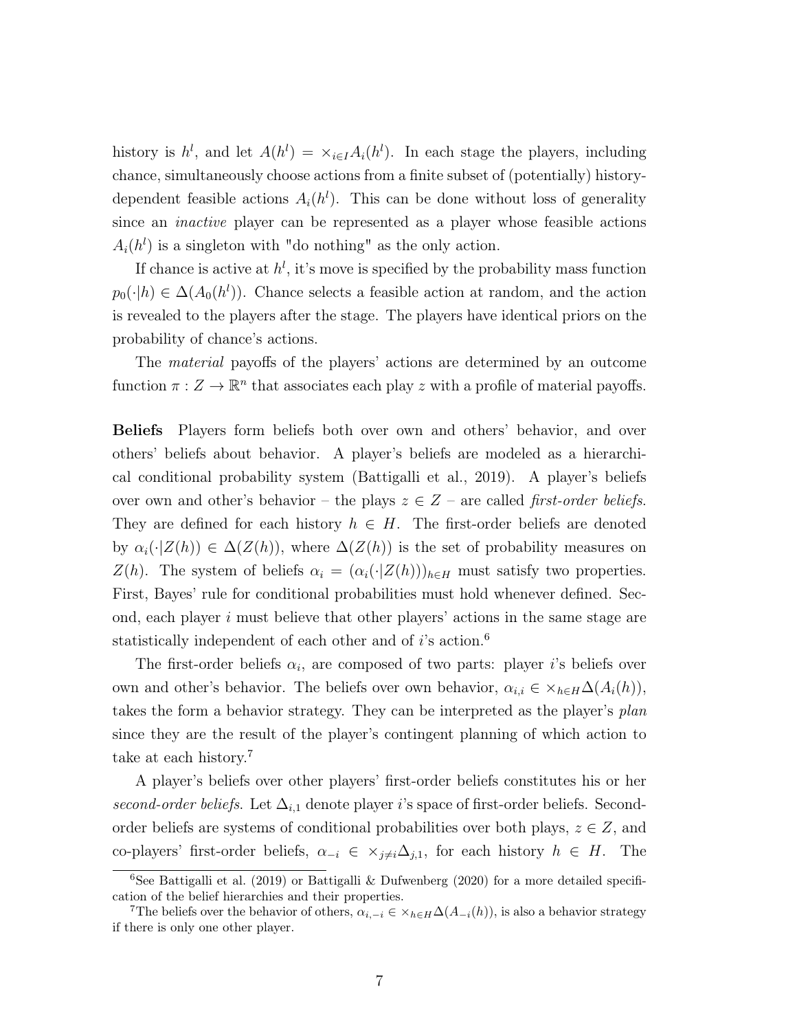history is $h^l$, and let $A(h^l) = \times_{i \in I} A_i(h^l)$. In each stage the players, including chance, simultaneously choose actions from a finite subset of (potentially) history-dependent feasible actions $A_i(h^l)$. This can be done without loss of generality since an *inactive* player can be represented as a player whose feasible actions $A_i(h^l)$ is a singleton with "do nothing" as the only action.

If chance is active at $h^l$, it's move is specified by the probability mass function $p_0(\cdot|h) \in \Delta(A_0(h^l))$. Chance selects a feasible action at random, and the action is revealed to the players after the stage. The players have identical priors on the probability of chance's actions.

The *material* payoffs of the players' actions are determined by an outcome function $\pi : Z \to \mathbb{R}^n$ that associates each play $z$ with a profile of material payoffs.

**Beliefs** Players form beliefs both over own and others' behavior, and over others' beliefs about behavior. A player's beliefs are modeled as a hierarchical conditional probability system (Battigalli et al., 2019). A player's beliefs over own and other's behavior – the plays $z \in Z$ – are called *first-order beliefs*. They are defined for each history $h \in H$. The first-order beliefs are denoted by $\alpha_i(\cdot|Z(h)) \in \Delta(Z(h))$, where $\Delta(Z(h))$ is the set of probability measures on $Z(h)$. The system of beliefs $\alpha_i = (\alpha_i(\cdot|Z(h)))_{h \in H}$ must satisfy two properties. First, Bayes' rule for conditional probabilities must hold whenever defined. Second, each player $i$ must believe that other players' actions in the same stage are statistically independent of each other and of $i$'s action.[6]

The first-order beliefs $\alpha_i$, are composed of two parts: player $i$'s beliefs over own and other's behavior. The beliefs over own behavior, $\alpha_{i,i} \in \times_{h \in H} \Delta(A_i(h))$, takes the form a behavior strategy. They can be interpreted as the player's *plan* since they are the result of the player's contingent planning of which action to take at each history.[7]

A player's beliefs over other players' first-order beliefs constitutes his or her *second-order beliefs*. Let $\Delta_{i,1}$ denote player $i$'s space of first-order beliefs. Second-order beliefs are systems of conditional probabilities over both plays, $z \in Z$, and co-players' first-order beliefs, $\alpha_{-i} \in \times_{j \neq i} \Delta_{j,1}$, for each history $h \in H$. The

[6] See Battigalli et al. (2019) or Battigalli & Dufwenberg (2020) for a more detailed specification of the belief hierarchies and their properties.

[7] The beliefs over the behavior of others, $\alpha_{i,-i} \in \times_{h \in H} \Delta(A_{-i}(h))$, is also a behavior strategy if there is only one other player.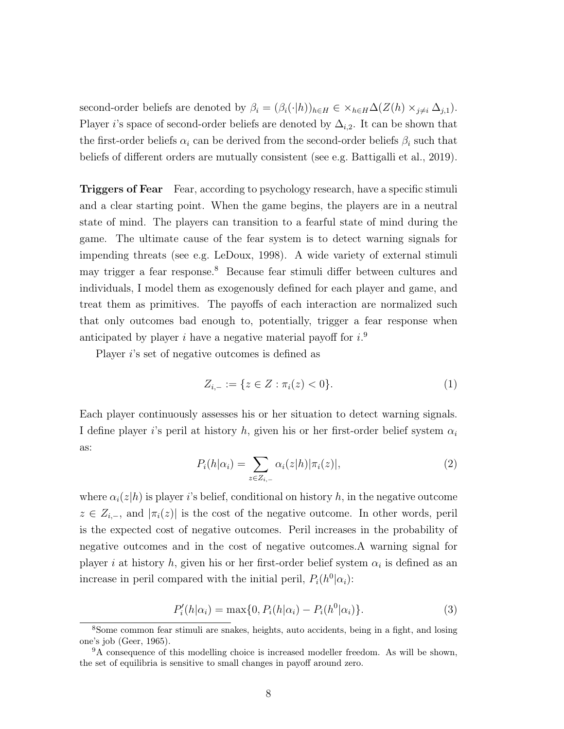second-order beliefs are denoted by $\beta_i = (\beta_i(\cdot|h))_{h \in H} \in \times_{h \in H} \Delta(Z(h) \times_{j \neq i} \Delta_{j,1})$. Player $i$'s space of second-order beliefs are denoted by $\Delta_{i,2}$. It can be shown that the first-order beliefs $\alpha_i$ can be derived from the second-order beliefs $\beta_i$ such that beliefs of different orders are mutually consistent (see e.g. Battigalli et al., 2019).

**Triggers of Fear** Fear, according to psychology research, have a specific stimuli and a clear starting point. When the game begins, the players are in a neutral state of mind. The players can transition to a fearful state of mind during the game. The ultimate cause of the fear system is to detect warning signals for impending threats (see e.g. LeDoux, 1998). A wide variety of external stimuli may trigger a fear response.[8] Because fear stimuli differ between cultures and individuals, I model them as exogenously defined for each player and game, and treat them as primitives. The payoffs of each interaction are normalized such that only outcomes bad enough to, potentially, trigger a fear response when anticipated by player $i$ have a negative material payoff for $i$.[9]

Player $i$'s set of negative outcomes is defined as

$$Z_{i,-} := \{z \in Z : \pi_i(z) < 0\}. \tag{1}$$

Each player continuously assesses his or her situation to detect warning signals. I define player $i$'s peril at history $h$, given his or her first-order belief system $\alpha_i$ as:

$$P_i(h|\alpha_i) = \sum_{z \in Z_{i,-}} \alpha_i(z|h)|\pi_i(z)|, \tag{2}$$

where $\alpha_i(z|h)$ is player $i$'s belief, conditional on history $h$, in the negative outcome $z \in Z_{i,-}$, and $|\pi_i(z)|$ is the cost of the negative outcome. In other words, peril is the expected cost of negative outcomes. Peril increases in the probability of negative outcomes and in the cost of negative outcomes.A warning signal for player $i$ at history $h$, given his or her first-order belief system $\alpha_i$ is defined as an increase in peril compared with the initial peril, $P_i(h^0|\alpha_i)$:

$$P_i'(h|\alpha_i) = \max\{0, P_i(h|\alpha_i) - P_i(h^0|\alpha_i)\}. \tag{3}$$

[8] Some common fear stimuli are snakes, heights, auto accidents, being in a fight, and losing one's job (Geer, 1965).

[9] A consequence of this modelling choice is increased modeller freedom. As will be shown, the set of equilibria is sensitive to small changes in payoff around zero.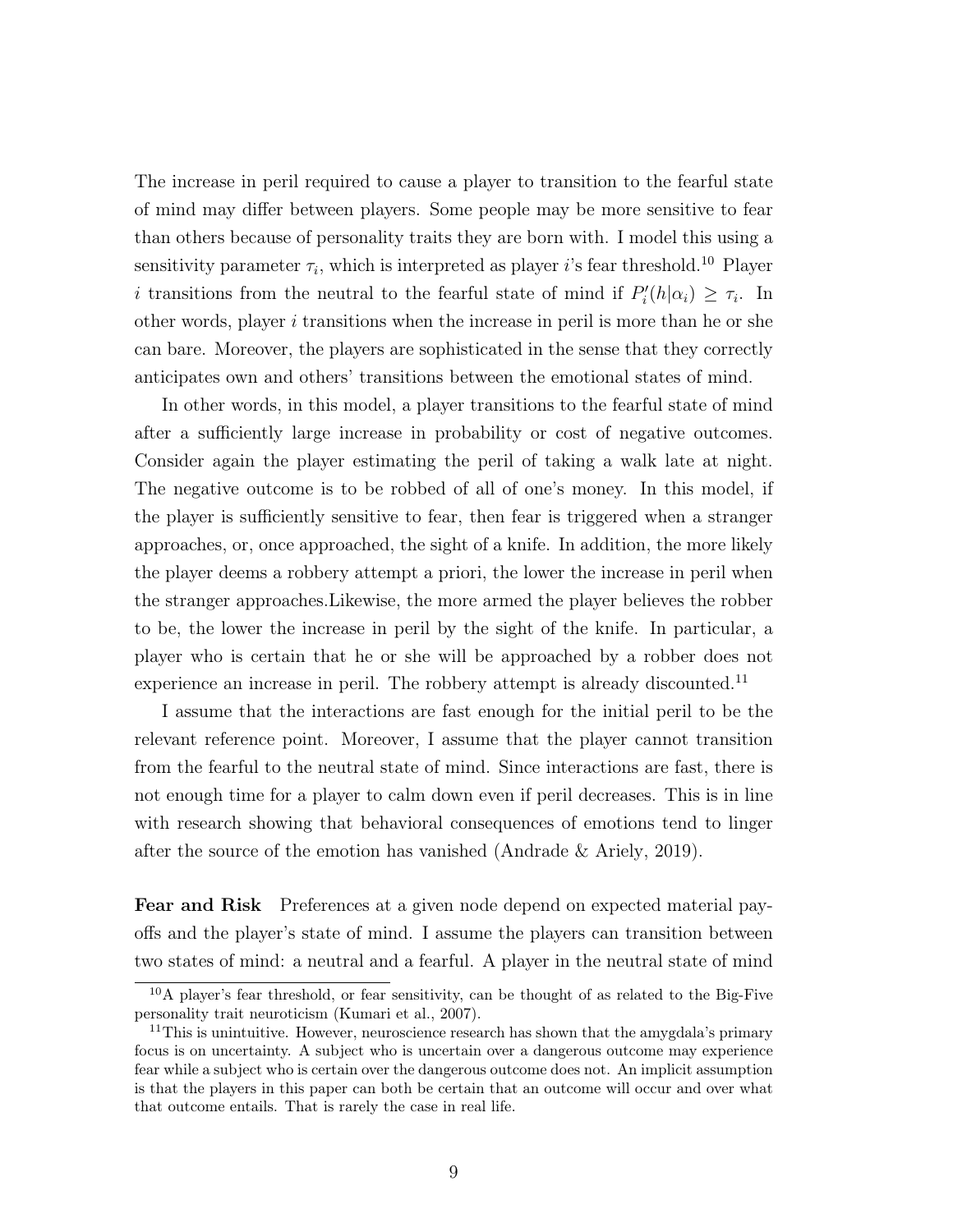The increase in peril required to cause a player to transition to the fearful state of mind may differ between players. Some people may be more sensitive to fear than others because of personality traits they are born with. I model this using a sensitivity parameter $\tau_i$, which is interpreted as player $i$'s fear threshold.[10] Player $i$ transitions from the neutral to the fearful state of mind if $P_i'(h|\alpha_i) \geq \tau_i$. In other words, player $i$ transitions when the increase in peril is more than he or she can bare. Moreover, the players are sophisticated in the sense that they correctly anticipates own and others' transitions between the emotional states of mind.

In other words, in this model, a player transitions to the fearful state of mind after a sufficiently large increase in probability or cost of negative outcomes. Consider again the player estimating the peril of taking a walk late at night. The negative outcome is to be robbed of all of one's money. In this model, if the player is sufficiently sensitive to fear, then fear is triggered when a stranger approaches, or, once approached, the sight of a knife. In addition, the more likely the player deems a robbery attempt a priori, the lower the increase in peril when the stranger approaches.Likewise, the more armed the player believes the robber to be, the lower the increase in peril by the sight of the knife. In particular, a player who is certain that he or she will be approached by a robber does not experience an increase in peril. The robbery attempt is already discounted.[11]

I assume that the interactions are fast enough for the initial peril to be the relevant reference point. Moreover, I assume that the player cannot transition from the fearful to the neutral state of mind. Since interactions are fast, there is not enough time for a player to calm down even if peril decreases. This is in line with research showing that behavioral consequences of emotions tend to linger after the source of the emotion has vanished (Andrade & Ariely, 2019).

**Fear and Risk** Preferences at a given node depend on expected material payoffs and the player's state of mind. I assume the players can transition between two states of mind: a neutral and a fearful. A player in the neutral state of mind

[10] A player's fear threshold, or fear sensitivity, can be thought of as related to the Big-Five personality trait neuroticism (Kumari et al., 2007).

[11] This is unintuitive. However, neuroscience research has shown that the amygdala's primary focus is on uncertainty. A subject who is uncertain over a dangerous outcome may experience fear while a subject who is certain over the dangerous outcome does not. An implicit assumption is that the players in this paper can both be certain that an outcome will occur and over what that outcome entails. That is rarely the case in real life.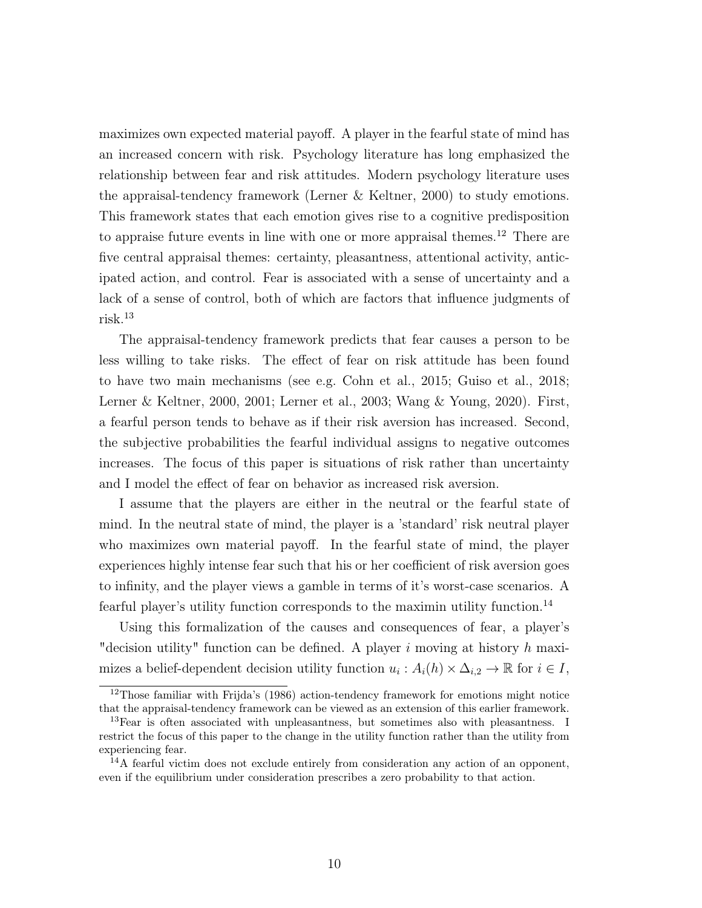maximizes own expected material payoff. A player in the fearful state of mind has an increased concern with risk. Psychology literature has long emphasized the relationship between fear and risk attitudes. Modern psychology literature uses the appraisal-tendency framework (Lerner & Keltner, 2000) to study emotions. This framework states that each emotion gives rise to a cognitive predisposition to appraise future events in line with one or more appraisal themes.[12] There are five central appraisal themes: certainty, pleasantness, attentional activity, anticipated action, and control. Fear is associated with a sense of uncertainty and a lack of a sense of control, both of which are factors that influence judgments of risk.[13]

The appraisal-tendency framework predicts that fear causes a person to be less willing to take risks. The effect of fear on risk attitude has been found to have two main mechanisms (see e.g. Cohn et al., 2015; Guiso et al., 2018; Lerner & Keltner, 2000, 2001; Lerner et al., 2003; Wang & Young, 2020). First, a fearful person tends to behave as if their risk aversion has increased. Second, the subjective probabilities the fearful individual assigns to negative outcomes increases. The focus of this paper is situations of risk rather than uncertainty and I model the effect of fear on behavior as increased risk aversion.

I assume that the players are either in the neutral or the fearful state of mind. In the neutral state of mind, the player is a 'standard' risk neutral player who maximizes own material payoff. In the fearful state of mind, the player experiences highly intense fear such that his or her coefficient of risk aversion goes to infinity, and the player views a gamble in terms of it's worst-case scenarios. A fearful player's utility function corresponds to the maximin utility function.[14]

Using this formalization of the causes and consequences of fear, a player's "decision utility" function can be defined. A player $i$ moving at history $h$ maximizes a belief-dependent decision utility function $u_i : A_i(h) \times \Delta_{i,2} \rightarrow \mathbb{R}$ for $i \in I$,

---

[12] Those familiar with Frijda's (1986) action-tendency framework for emotions might notice that the appraisal-tendency framework can be viewed as an extension of this earlier framework.

[13] Fear is often associated with unpleasantness, but sometimes also with pleasantness. I restrict the focus of this paper to the change in the utility function rather than the utility from experiencing fear.

[14] A fearful victim does not exclude entirely from consideration any action of an opponent, even if the equilibrium under consideration prescribes a zero probability to that action.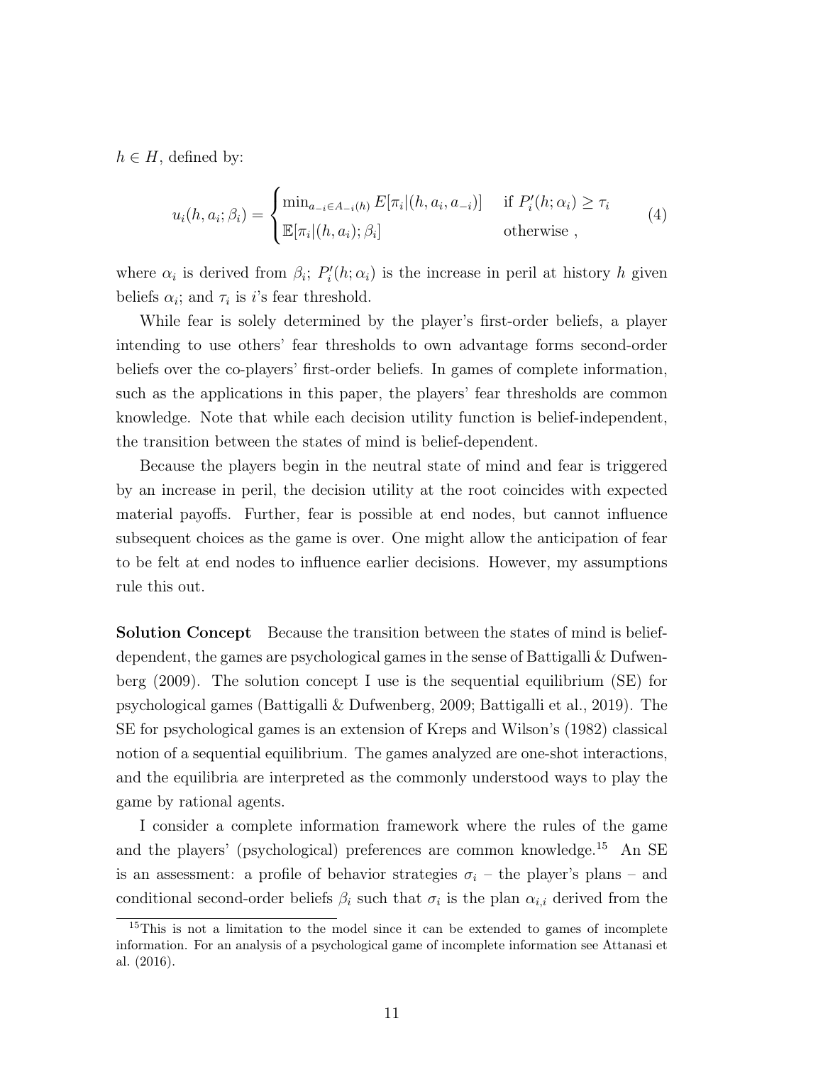$h \in H$, defined by:

$$u_i(h, a_i; \beta_i) = \begin{cases} \min_{a_{-i} \in A_{-i}(h)} E[\pi_i | (h, a_i, a_{-i})] & \text{if } P_i'(h; \alpha_i) \geq \tau_i \\ \mathbb{E}[\pi_i | (h, a_i); \beta_i] & \text{otherwise} , \end{cases} \tag{4}$$

where $\alpha_i$ is derived from $\beta_i$; $P_i'(h; \alpha_i)$ is the increase in peril at history $h$ given beliefs $\alpha_i$; and $\tau_i$ is $i$'s fear threshold.

While fear is solely determined by the player's first-order beliefs, a player intending to use others' fear thresholds to own advantage forms second-order beliefs over the co-players' first-order beliefs. In games of complete information, such as the applications in this paper, the players' fear thresholds are common knowledge. Note that while each decision utility function is belief-independent, the transition between the states of mind is belief-dependent.

Because the players begin in the neutral state of mind and fear is triggered by an increase in peril, the decision utility at the root coincides with expected material payoffs. Further, fear is possible at end nodes, but cannot influence subsequent choices as the game is over. One might allow the anticipation of fear to be felt at end nodes to influence earlier decisions. However, my assumptions rule this out.

**Solution Concept** Because the transition between the states of mind is belief-dependent, the games are psychological games in the sense of Battigalli & Dufwenberg (2009). The solution concept I use is the sequential equilibrium (SE) for psychological games (Battigalli & Dufwenberg, 2009; Battigalli et al., 2019). The SE for psychological games is an extension of Kreps and Wilson's (1982) classical notion of a sequential equilibrium. The games analyzed are one-shot interactions, and the equilibria are interpreted as the commonly understood ways to play the game by rational agents.

I consider a complete information framework where the rules of the game and the players' (psychological) preferences are common knowledge.[15] An SE is an assessment: a profile of behavior strategies $\sigma_i$ – the player's plans – and conditional second-order beliefs $\beta_i$ such that $\sigma_i$ is the plan $\alpha_{i,i}$ derived from the

[15] This is not a limitation to the model since it can be extended to games of incomplete information. For an analysis of a psychological game of incomplete information see Attanasi et al. (2016).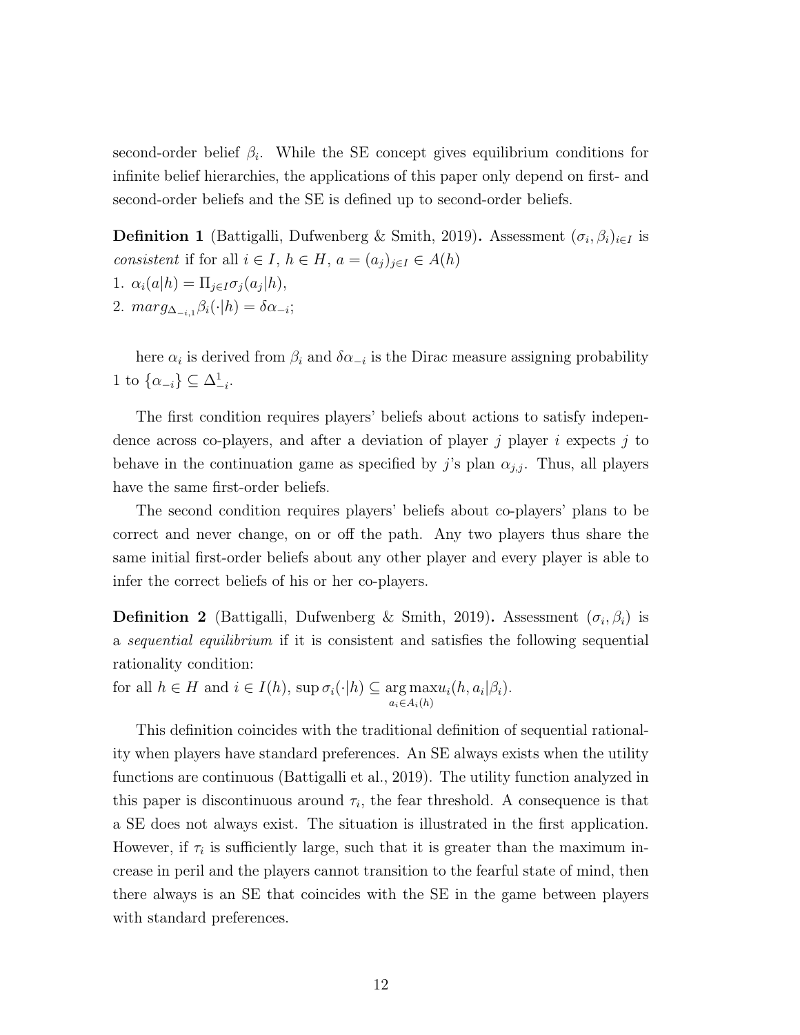second-order belief $\beta_i$. While the SE concept gives equilibrium conditions for infinite belief hierarchies, the applications of this paper only depend on first- and second-order beliefs and the SE is defined up to second-order beliefs.

**Definition 1** (Battigalli, Dufwenberg & Smith, 2019)**.** Assessment $(\sigma_i, \beta_i)_{i \in I}$ is *consistent* if for all $i \in I$, $h \in H$, $a = (a_j)_{j \in I} \in A(h)$

1. $\alpha_i(a|h) = \Pi_{j \in I} \sigma_j(a_j|h)$,
2. $marg_{\Delta_{-i,1}} \beta_i(\cdot|h) = \delta \alpha_{-i}$;

here $\alpha_i$ is derived from $\beta_i$ and $\delta\alpha_{-i}$ is the Dirac measure assigning probability 1 to $\{\alpha_{-i}\} \subseteq \Delta^1_{-i}$.

The first condition requires players' beliefs about actions to satisfy independence across co-players, and after a deviation of player $j$ player $i$ expects $j$ to behave in the continuation game as specified by $j$'s plan $\alpha_{j,j}$. Thus, all players have the same first-order beliefs.

The second condition requires players' beliefs about co-players' plans to be correct and never change, on or off the path. Any two players thus share the same initial first-order beliefs about any other player and every player is able to infer the correct beliefs of his or her co-players.

**Definition 2** (Battigalli, Dufwenberg & Smith, 2019)**.** Assessment $(\sigma_i, \beta_i)$ is a *sequential equilibrium* if it is consistent and satisfies the following sequential rationality condition:

for all $h \in H$ and $i \in I(h)$, $\sup \sigma_i(\cdot|h) \subseteq \underset{a_i \in A_i(h)}{\arg\max} u_i(h, a_i|\beta_i)$.

This definition coincides with the traditional definition of sequential rationality when players have standard preferences. An SE always exists when the utility functions are continuous (Battigalli et al., 2019). The utility function analyzed in this paper is discontinuous around $\tau_i$, the fear threshold. A consequence is that a SE does not always exist. The situation is illustrated in the first application. However, if $\tau_i$ is sufficiently large, such that it is greater than the maximum increase in peril and the players cannot transition to the fearful state of mind, then there always is an SE that coincides with the SE in the game between players with standard preferences.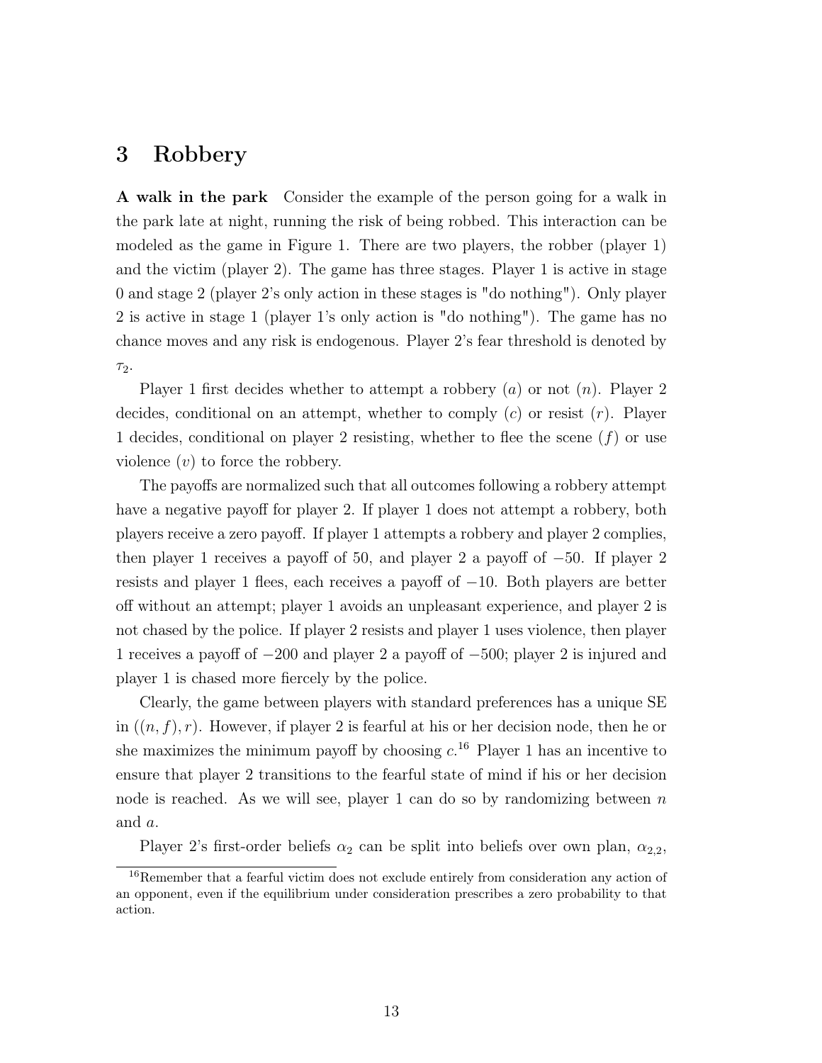# 3 Robbery

**A walk in the park** Consider the example of the person going for a walk in the park late at night, running the risk of being robbed. This interaction can be modeled as the game in Figure 1. There are two players, the robber (player 1) and the victim (player 2). The game has three stages. Player 1 is active in stage 0 and stage 2 (player 2's only action in these stages is "do nothing"). Only player 2 is active in stage 1 (player 1's only action is "do nothing"). The game has no chance moves and any risk is endogenous. Player 2's fear threshold is denoted by $\tau_2$.

Player 1 first decides whether to attempt a robbery ($a$) or not ($n$). Player 2 decides, conditional on an attempt, whether to comply ($c$) or resist ($r$). Player 1 decides, conditional on player 2 resisting, whether to flee the scene ($f$) or use violence ($v$) to force the robbery.

The payoffs are normalized such that all outcomes following a robbery attempt have a negative payoff for player 2. If player 1 does not attempt a robbery, both players receive a zero payoff. If player 1 attempts a robbery and player 2 complies, then player 1 receives a payoff of 50, and player 2 a payoff of $-50$. If player 2 resists and player 1 flees, each receives a payoff of $-10$. Both players are better off without an attempt; player 1 avoids an unpleasant experience, and player 2 is not chased by the police. If player 2 resists and player 1 uses violence, then player 1 receives a payoff of $-200$ and player 2 a payoff of $-500$; player 2 is injured and player 1 is chased more fiercely by the police.

Clearly, the game between players with standard preferences has a unique SE in $((n, f), r)$. However, if player 2 is fearful at his or her decision node, then he or she maximizes the minimum payoff by choosing $c$.[16] Player 1 has an incentive to ensure that player 2 transitions to the fearful state of mind if his or her decision node is reached. As we will see, player 1 can do so by randomizing between $n$ and $a$.

Player 2's first-order beliefs $\alpha_2$ can be split into beliefs over own plan, $\alpha_{2,2}$,

[16] Remember that a fearful victim does not exclude entirely from consideration any action of an opponent, even if the equilibrium under consideration prescribes a zero probability to that action.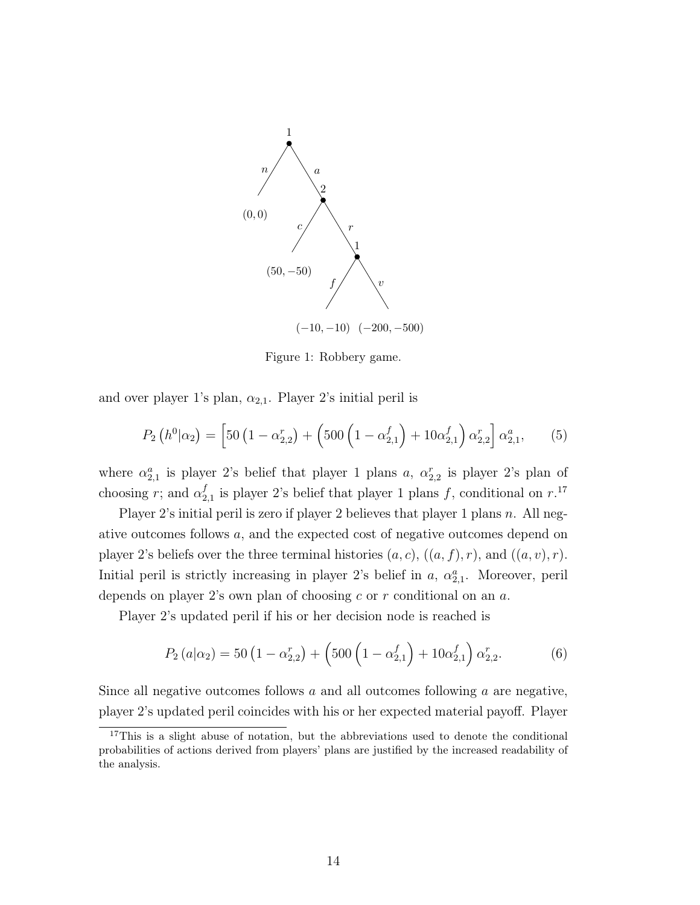Figure 1: Robbery game.

and over player 1's plan, $\alpha_{2,1}$. Player 2's initial peril is

$$P_2\left(h^0|\alpha_2\right) = \left[50\left(1-\alpha_{2,2}^r\right) + \left(500\left(1-\alpha_{2,1}^f\right) + 10\alpha_{2,1}^f\right)\alpha_{2,2}^r\right]\alpha_{2,1}^a, \tag{5}$$

where $\alpha_{2,1}^a$ is player 2's belief that player 1 plans $a$, $\alpha_{2,2}^r$ is player 2's plan of choosing $r$; and $\alpha_{2,1}^f$ is player 2's belief that player 1 plans $f$, conditional on $r$.[17]

Player 2's initial peril is zero if player 2 believes that player 1 plans $n$. All negative outcomes follows $a$, and the expected cost of negative outcomes depend on player 2's beliefs over the three terminal histories $(a,c)$, $((a,f),r)$, and $((a,v),r)$. Initial peril is strictly increasing in player 2's belief in $a$, $\alpha_{2,1}^a$. Moreover, peril depends on player 2's own plan of choosing $c$ or $r$ conditional on an $a$.

Player 2's updated peril if his or her decision node is reached is

$$P_2\left(a|\alpha_2\right) = 50\left(1-\alpha_{2,2}^r\right) + \left(500\left(1-\alpha_{2,1}^f\right) + 10\alpha_{2,1}^f\right)\alpha_{2,2}^r. \tag{6}$$

Since all negative outcomes follows $a$ and all outcomes following $a$ are negative, player 2's updated peril coincides with his or her expected material payoff. Player

[17] This is a slight abuse of notation, but the abbreviations used to denote the conditional probabilities of actions derived from players' plans are justified by the increased readability of the analysis.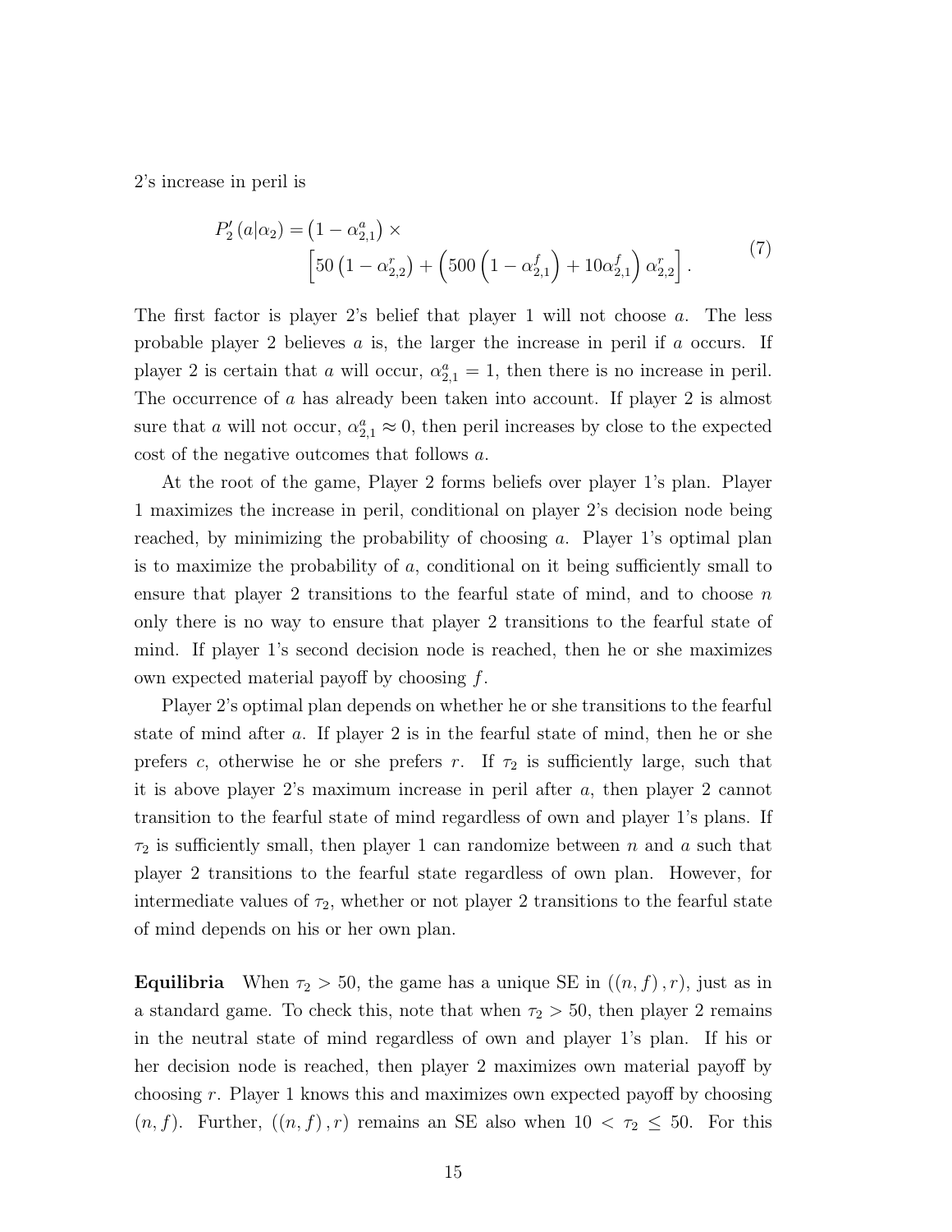2's increase in peril is

$$P_2'(a|\alpha_2) = \left(1 - \alpha_{2,1}^a\right) \times \left[50\left(1 - \alpha_{2,2}^r\right) + \left(500\left(1 - \alpha_{2,1}^f\right) + 10\alpha_{2,1}^f\right)\alpha_{2,2}^r\right]. \tag{7}$$

The first factor is player 2's belief that player 1 will not choose $a$. The less probable player 2 believes $a$ is, the larger the increase in peril if $a$ occurs. If player 2 is certain that $a$ will occur, $\alpha_{2,1}^a = 1$, then there is no increase in peril. The occurrence of $a$ has already been taken into account. If player 2 is almost sure that $a$ will not occur, $\alpha_{2,1}^a \approx 0$, then peril increases by close to the expected cost of the negative outcomes that follows $a$.

At the root of the game, Player 2 forms beliefs over player 1's plan. Player 1 maximizes the increase in peril, conditional on player 2's decision node being reached, by minimizing the probability of choosing $a$. Player 1's optimal plan is to maximize the probability of $a$, conditional on it being sufficiently small to ensure that player 2 transitions to the fearful state of mind, and to choose $n$ only there is no way to ensure that player 2 transitions to the fearful state of mind. If player 1's second decision node is reached, then he or she maximizes own expected material payoff by choosing $f$.

Player 2's optimal plan depends on whether he or she transitions to the fearful state of mind after $a$. If player 2 is in the fearful state of mind, then he or she prefers $c$, otherwise he or she prefers $r$. If $\tau_2$ is sufficiently large, such that it is above player 2's maximum increase in peril after $a$, then player 2 cannot transition to the fearful state of mind regardless of own and player 1's plans. If $\tau_2$ is sufficiently small, then player 1 can randomize between $n$ and $a$ such that player 2 transitions to the fearful state regardless of own plan. However, for intermediate values of $\tau_2$, whether or not player 2 transitions to the fearful state of mind depends on his or her own plan.

**Equilibria** When $\tau_2 > 50$, the game has a unique SE in $((n, f), r)$, just as in a standard game. To check this, note that when $\tau_2 > 50$, then player 2 remains in the neutral state of mind regardless of own and player 1's plan. If his or her decision node is reached, then player 2 maximizes own material payoff by choosing $r$. Player 1 knows this and maximizes own expected payoff by choosing $(n, f)$. Further, $((n, f), r)$ remains an SE also when $10 < \tau_2 \leq 50$. For this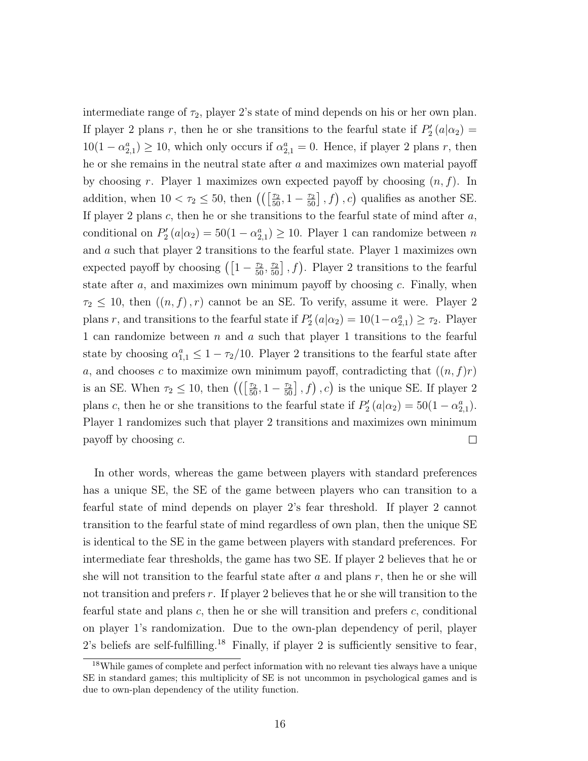intermediate range of $\tau_2$, player 2's state of mind depends on his or her own plan. If player 2 plans $r$, then he or she transitions to the fearful state if $P_2'(a|\alpha_2) = 10(1-\alpha_{2,1}^a) \geq 10$, which only occurs if $\alpha_{2,1}^a = 0$. Hence, if player 2 plans $r$, then he or she remains in the neutral state after $a$ and maximizes own material payoff by choosing $r$. Player 1 maximizes own expected payoff by choosing $(n, f)$. In addition, when $10 < \tau_2 \leq 50$, then $\left(\left(\left[\frac{\tau_2}{50}, 1 - \frac{\tau_2}{50}\right], f\right), c\right)$ qualifies as another SE. If player 2 plans $c$, then he or she transitions to the fearful state of mind after $a$, conditional on $P_2'(a|\alpha_2) = 50(1-\alpha_{2,1}^a) \geq 10$. Player 1 can randomize between $n$ and $a$ such that player 2 transitions to the fearful state. Player 1 maximizes own expected payoff by choosing $\left(\left[1 - \frac{\tau_2}{50}, \frac{\tau_2}{50}\right], f\right)$. Player 2 transitions to the fearful state after $a$, and maximizes own minimum payoff by choosing $c$. Finally, when $\tau_2 \leq 10$, then $((n, f), r)$ cannot be an SE. To verify, assume it were. Player 2 plans $r$, and transitions to the fearful state if $P_2'(a|\alpha_2) = 10(1-\alpha_{2,1}^a) \geq \tau_2$. Player 1 can randomize between $n$ and $a$ such that player 1 transitions to the fearful state by choosing $\alpha_{1,1}^a \leq 1 - \tau_2/10$. Player 2 transitions to the fearful state after $a$, and chooses $c$ to maximize own minimum payoff, contradicting that $((n, f)r)$ is an SE. When $\tau_2 \leq 10$, then $\left(\left(\left[\frac{\tau_2}{50}, 1 - \frac{\tau_2}{50}\right], f\right), c\right)$ is the unique SE. If player 2 plans $c$, then he or she transitions to the fearful state if $P_2'(a|\alpha_2) = 50(1-\alpha_{2,1}^a)$. Player 1 randomizes such that player 2 transitions and maximizes own minimum payoff by choosing $c$. □

In other words, whereas the game between players with standard preferences has a unique SE, the SE of the game between players who can transition to a fearful state of mind depends on player 2's fear threshold. If player 2 cannot transition to the fearful state of mind regardless of own plan, then the unique SE is identical to the SE in the game between players with standard preferences. For intermediate fear thresholds, the game has two SE. If player 2 believes that he or she will not transition to the fearful state after $a$ and plans $r$, then he or she will not transition and prefers $r$. If player 2 believes that he or she will transition to the fearful state and plans $c$, then he or she will transition and prefers $c$, conditional on player 1's randomization. Due to the own-plan dependency of peril, player 2's beliefs are self-fulfilling.[18] Finally, if player 2 is sufficiently sensitive to fear,

[18] While games of complete and perfect information with no relevant ties always have a unique SE in standard games; this multiplicity of SE is not uncommon in psychological games and is due to own-plan dependency of the utility function.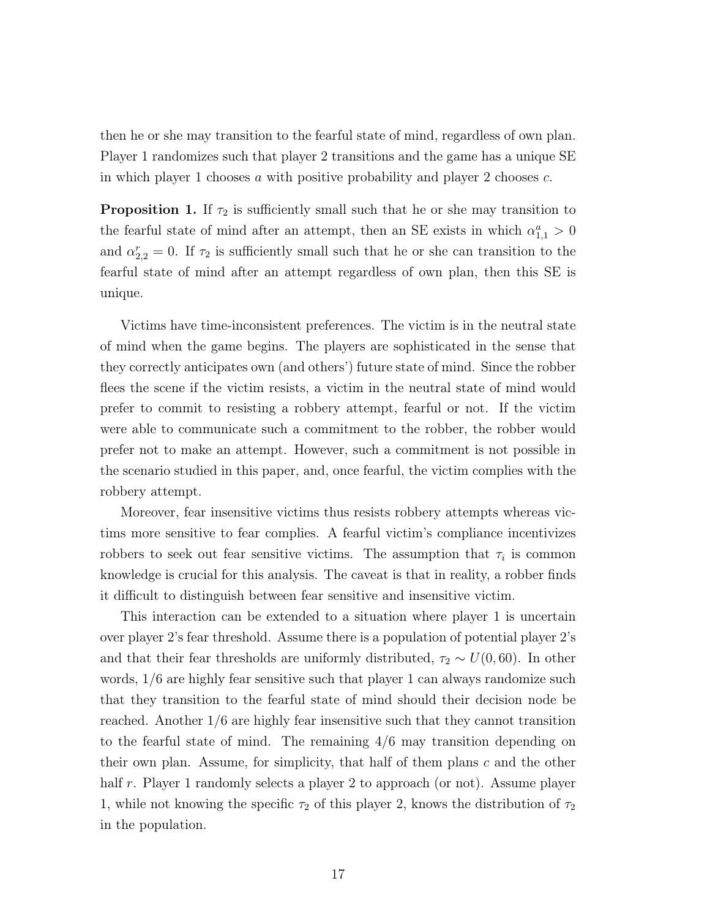then he or she may transition to the fearful state of mind, regardless of own plan. Player 1 randomizes such that player 2 transitions and the game has a unique SE in which player 1 chooses $a$ with positive probability and player 2 chooses $c$.

**Proposition 1.** If $\tau_2$ is sufficiently small such that he or she may transition to the fearful state of mind after an attempt, then an SE exists in which $\alpha^a_{1,1} > 0$ and $\alpha^r_{2,2} = 0$. If $\tau_2$ is sufficiently small such that he or she can transition to the fearful state of mind after an attempt regardless of own plan, then this SE is unique.

Victims have time-inconsistent preferences. The victim is in the neutral state of mind when the game begins. The players are sophisticated in the sense that they correctly anticipates own (and others') future state of mind. Since the robber flees the scene if the victim resists, a victim in the neutral state of mind would prefer to commit to resisting a robbery attempt, fearful or not. If the victim were able to communicate such a commitment to the robber, the robber would prefer not to make an attempt. However, such a commitment is not possible in the scenario studied in this paper, and, once fearful, the victim complies with the robbery attempt.

Moreover, fear insensitive victims thus resists robbery attempts whereas victims more sensitive to fear complies. A fearful victim's compliance incentivizes robbers to seek out fear sensitive victims. The assumption that $\tau_i$ is common knowledge is crucial for this analysis. The caveat is that in reality, a robber finds it difficult to distinguish between fear sensitive and insensitive victim.

This interaction can be extended to a situation where player 1 is uncertain over player 2's fear threshold. Assume there is a population of potential player 2's and that their fear thresholds are uniformly distributed, $\tau_2 \sim U(0, 60)$. In other words, 1/6 are highly fear sensitive such that player 1 can always randomize such that they transition to the fearful state of mind should their decision node be reached. Another 1/6 are highly fear insensitive such that they cannot transition to the fearful state of mind. The remaining 4/6 may transition depending on their own plan. Assume, for simplicity, that half of them plans $c$ and the other half $r$. Player 1 randomly selects a player 2 to approach (or not). Assume player 1, while not knowing the specific $\tau_2$ of this player 2, knows the distribution of $\tau_2$ in the population.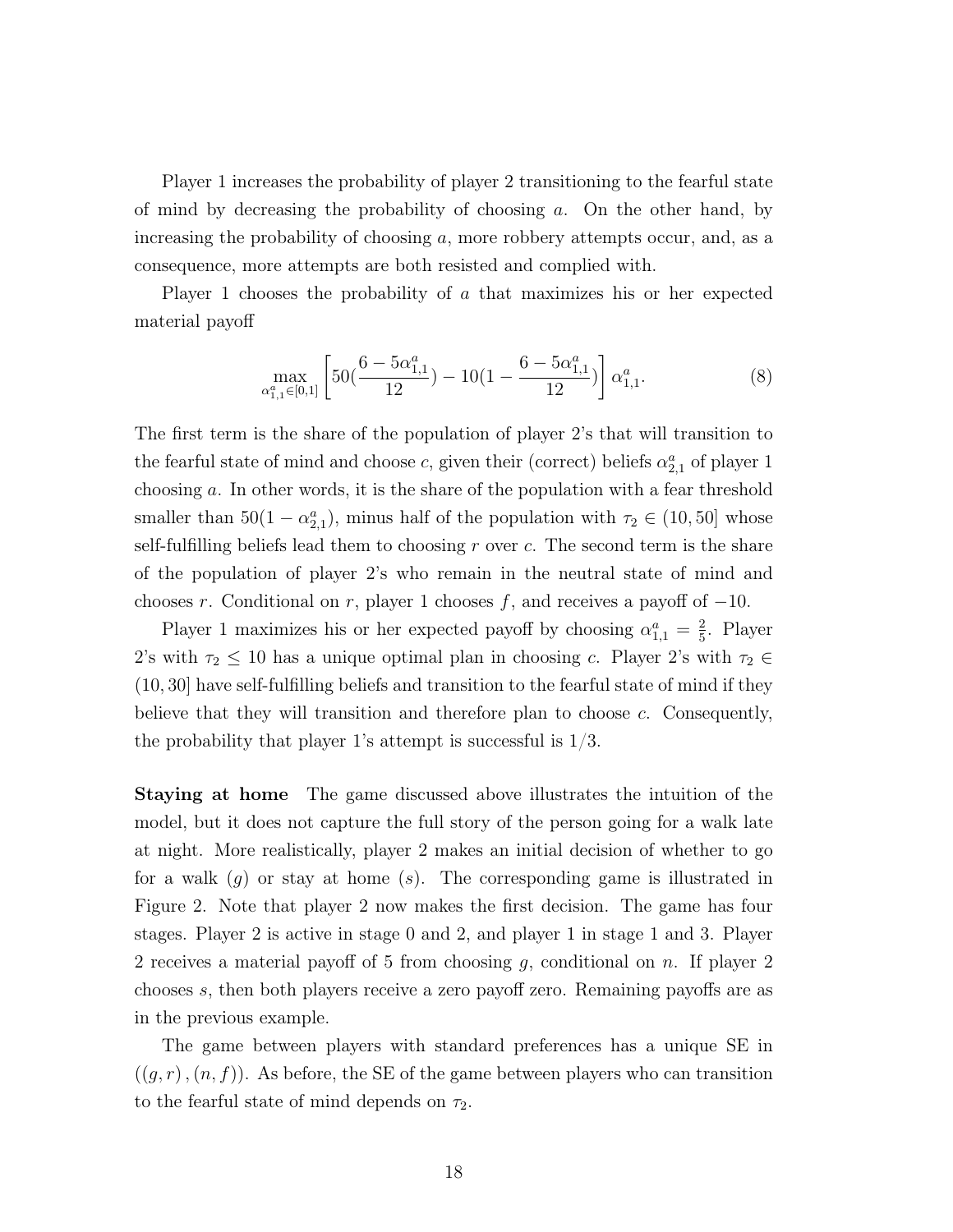Player 1 increases the probability of player 2 transitioning to the fearful state of mind by decreasing the probability of choosing $a$. On the other hand, by increasing the probability of choosing $a$, more robbery attempts occur, and, as a consequence, more attempts are both resisted and complied with.

Player 1 chooses the probability of $a$ that maximizes his or her expected material payoff

$$\max_{\alpha^a_{1,1}\in[0,1]} \left[50(\frac{6-5\alpha^a_{1,1}}{12}) - 10(1-\frac{6-5\alpha^a_{1,1}}{12})\right]\alpha^a_{1,1}. \tag{8}$$

The first term is the share of the population of player 2's that will transition to the fearful state of mind and choose $c$, given their (correct) beliefs $\alpha^a_{2,1}$ of player 1 choosing $a$. In other words, it is the share of the population with a fear threshold smaller than $50(1-\alpha^a_{2,1})$, minus half of the population with $\tau_2 \in (10, 50]$ whose self-fulfilling beliefs lead them to choosing $r$ over $c$. The second term is the share of the population of player 2's who remain in the neutral state of mind and chooses $r$. Conditional on $r$, player 1 chooses $f$, and receives a payoff of $-10$.

Player 1 maximizes his or her expected payoff by choosing $\alpha^a_{1,1} = \frac{2}{5}$. Player 2's with $\tau_2 \leq 10$ has a unique optimal plan in choosing $c$. Player 2's with $\tau_2 \in (10, 30]$ have self-fulfilling beliefs and transition to the fearful state of mind if they believe that they will transition and therefore plan to choose $c$. Consequently, the probability that player 1's attempt is successful is $1/3$.

**Staying at home** The game discussed above illustrates the intuition of the model, but it does not capture the full story of the person going for a walk late at night. More realistically, player 2 makes an initial decision of whether to go for a walk ($g$) or stay at home ($s$). The corresponding game is illustrated in Figure 2. Note that player 2 now makes the first decision. The game has four stages. Player 2 is active in stage 0 and 2, and player 1 in stage 1 and 3. Player 2 receives a material payoff of 5 from choosing $g$, conditional on $n$. If player 2 chooses $s$, then both players receive a zero payoff zero. Remaining payoffs are as in the previous example.

The game between players with standard preferences has a unique SE in $((g, r), (n, f))$. As before, the SE of the game between players who can transition to the fearful state of mind depends on $\tau_2$.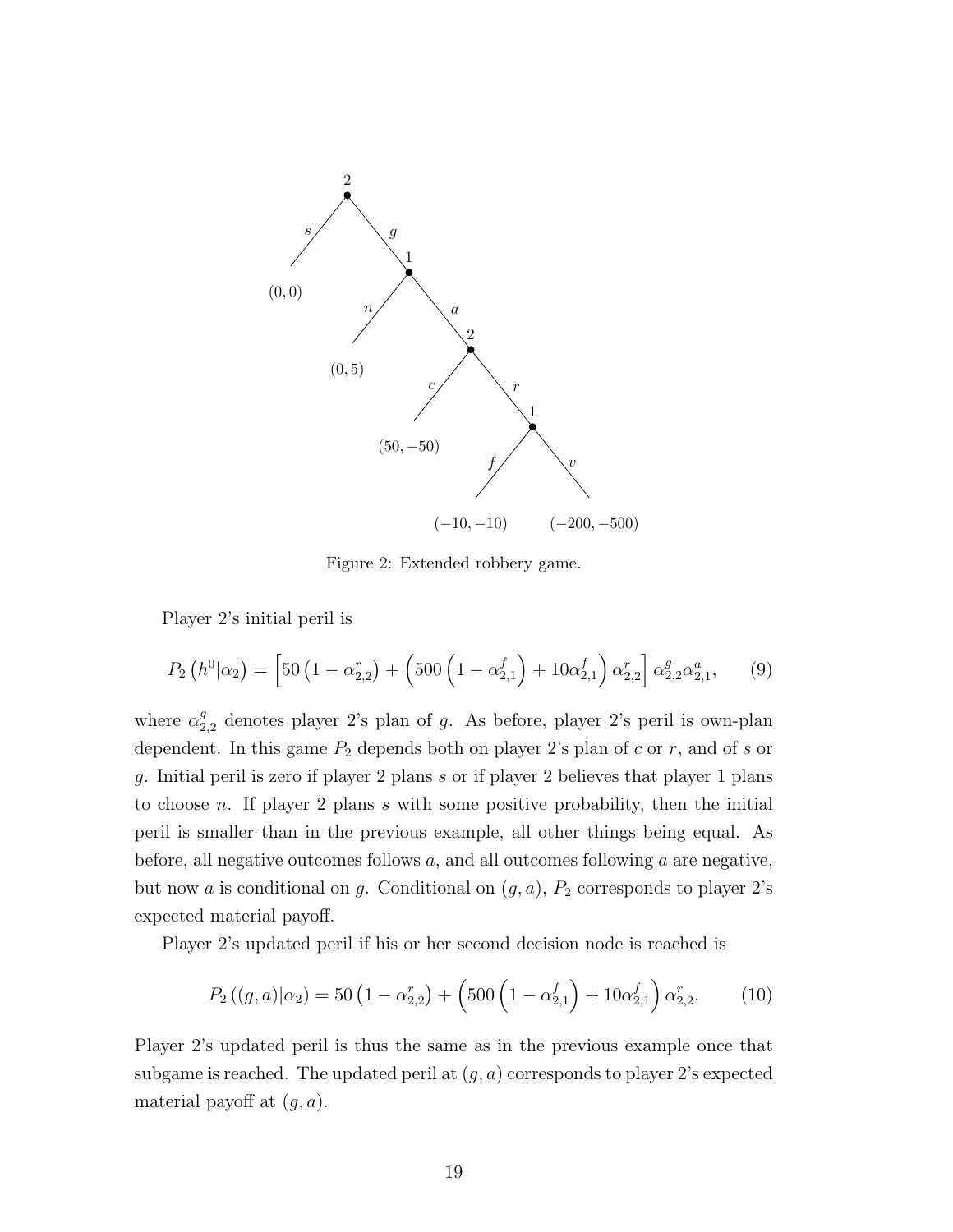Figure 2: Extended robbery game.

Player 2's initial peril is

$$P_2\left(h^0|\alpha_2\right) = \left[50\left(1-\alpha_{2,2}^r\right) + \left(500\left(1-\alpha_{2,1}^f\right) + 10\alpha_{2,1}^f\right)\alpha_{2,2}^r\right]\alpha_{2,2}^g\alpha_{2,1}^a, \tag{9}$$

where $\alpha_{2,2}^g$ denotes player 2's plan of $g$. As before, player 2's peril is own-plan dependent. In this game $P_2$ depends both on player 2's plan of $c$ or $r$, and of $s$ or $g$. Initial peril is zero if player 2 plans $s$ or if player 2 believes that player 1 plans to choose $n$. If player 2 plans $s$ with some positive probability, then the initial peril is smaller than in the previous example, all other things being equal. As before, all negative outcomes follows $a$, and all outcomes following $a$ are negative, but now $a$ is conditional on $g$. Conditional on $(g,a)$, $P_2$ corresponds to player 2's expected material payoff.

Player 2's updated peril if his or her second decision node is reached is

$$P_2\left((g,a)|\alpha_2\right) = 50\left(1-\alpha_{2,2}^r\right) + \left(500\left(1-\alpha_{2,1}^f\right) + 10\alpha_{2,1}^f\right)\alpha_{2,2}^r. \tag{10}$$

Player 2's updated peril is thus the same as in the previous example once that subgame is reached. The updated peril at $(g,a)$ corresponds to player 2's expected material payoff at $(g,a)$.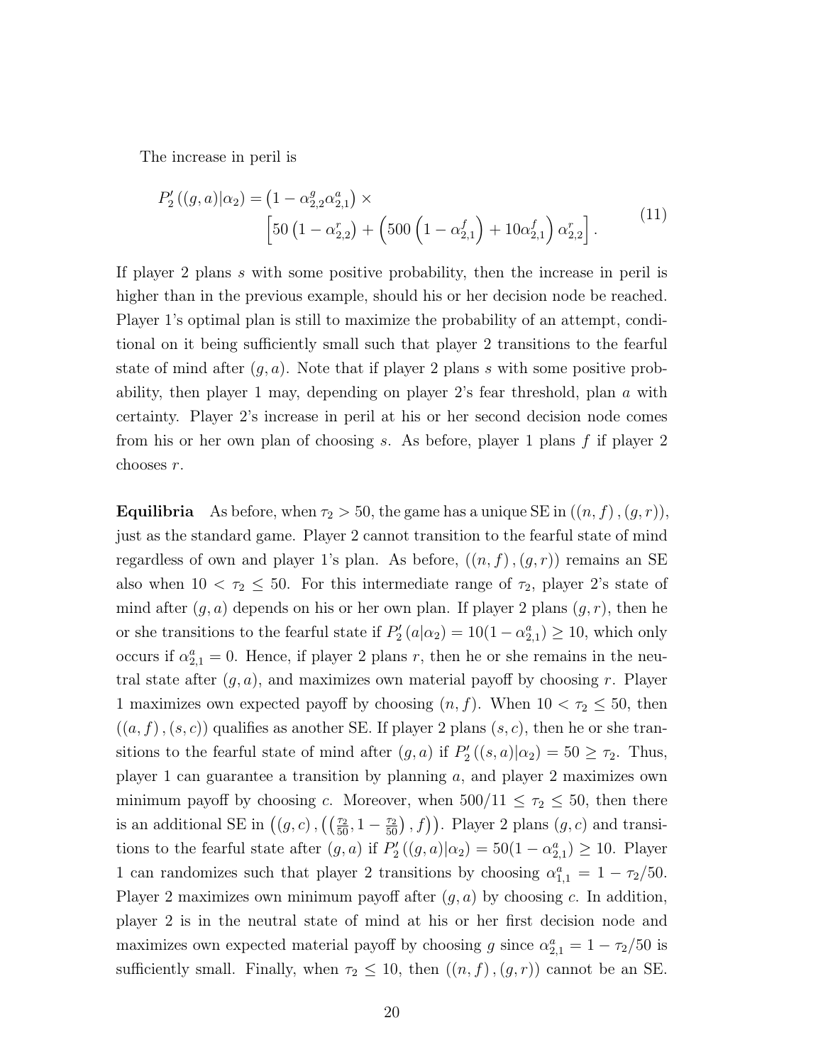The increase in peril is

$$
P_2'((g,a)|\alpha_2) = \left(1 - \alpha_{2,2}^g \alpha_{2,1}^a\right) \times \left[50\left(1 - \alpha_{2,2}^r\right) + \left(500\left(1 - \alpha_{2,1}^f\right) + 10\alpha_{2,1}^f\right)\alpha_{2,2}^r\right]. \tag{11}
$$

If player 2 plans $s$ with some positive probability, then the increase in peril is higher than in the previous example, should his or her decision node be reached. Player 1's optimal plan is still to maximize the probability of an attempt, conditional on it being sufficiently small such that player 2 transitions to the fearful state of mind after $(g, a)$. Note that if player 2 plans $s$ with some positive probability, then player 1 may, depending on player 2's fear threshold, plan $a$ with certainty. Player 2's increase in peril at his or her second decision node comes from his or her own plan of choosing $s$. As before, player 1 plans $f$ if player 2 chooses $r$.

**Equilibria** As before, when $\tau_2 > 50$, the game has a unique SE in $((n, f), (g, r))$, just as the standard game. Player 2 cannot transition to the fearful state of mind regardless of own and player 1's plan. As before, $((n, f), (g, r))$ remains an SE also when $10 < \tau_2 \leq 50$. For this intermediate range of $\tau_2$, player 2's state of mind after $(g, a)$ depends on his or her own plan. If player 2 plans $(g, r)$, then he or she transitions to the fearful state if $P_2'(a|\alpha_2) = 10(1 - \alpha_{2,1}^a) \geq 10$, which only occurs if $\alpha_{2,1}^a = 0$. Hence, if player 2 plans $r$, then he or she remains in the neutral state after $(g, a)$, and maximizes own material payoff by choosing $r$. Player 1 maximizes own expected payoff by choosing $(n, f)$. When $10 < \tau_2 \leq 50$, then $((a, f), (s, c))$ qualifies as another SE. If player 2 plans $(s, c)$, then he or she transitions to the fearful state of mind after $(g, a)$ if $P_2'((s, a)|\alpha_2) = 50 \geq \tau_2$. Thus, player 1 can guarantee a transition by planning $a$, and player 2 maximizes own minimum payoff by choosing $c$. Moreover, when $500/11 \leq \tau_2 \leq 50$, then there is an additional SE in $\left((g, c), \left(\left(\frac{\tau_2}{50}, 1 - \frac{\tau_2}{50}\right), f\right)\right)$. Player 2 plans $(g, c)$ and transitions to the fearful state after $(g, a)$ if $P_2'((g, a)|\alpha_2) = 50(1 - \alpha_{2,1}^a) \geq 10$. Player 1 can randomizes such that player 2 transitions by choosing $\alpha_{1,1}^a = 1 - \tau_2/50$. Player 2 maximizes own minimum payoff after $(g, a)$ by choosing $c$. In addition, player 2 is in the neutral state of mind at his or her first decision node and maximizes own expected material payoff by choosing $g$ since $\alpha_{2,1}^a = 1 - \tau_2/50$ is sufficiently small. Finally, when $\tau_2 \leq 10$, then $((n, f), (g, r))$ cannot be an SE.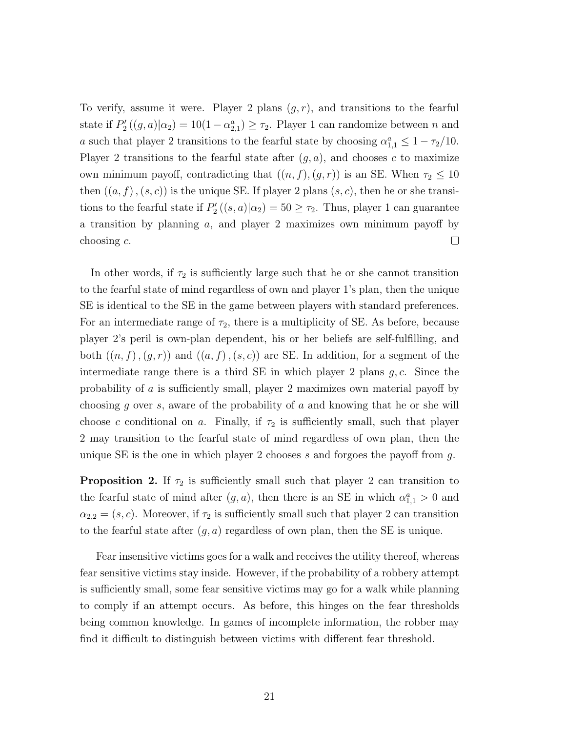To verify, assume it were. Player 2 plans $(g, r)$, and transitions to the fearful state if $P_2'((g,a)|\alpha_2) = 10(1-\alpha_{2,1}^a) \geq \tau_2$. Player 1 can randomize between $n$ and $a$ such that player 2 transitions to the fearful state by choosing $\alpha_{1,1}^a \leq 1 - \tau_2/10$. Player 2 transitions to the fearful state after $(g, a)$, and chooses $c$ to maximize own minimum payoff, contradicting that $((n, f), (g, r))$ is an SE. When $\tau_2 \leq 10$ then $((a, f), (s, c))$ is the unique SE. If player 2 plans $(s, c)$, then he or she transitions to the fearful state if $P_2'((s,a)|\alpha_2) = 50 \geq \tau_2$. Thus, player 1 can guarantee a transition by planning $a$, and player 2 maximizes own minimum payoff by choosing $c$. □

In other words, if $\tau_2$ is sufficiently large such that he or she cannot transition to the fearful state of mind regardless of own and player 1's plan, then the unique SE is identical to the SE in the game between players with standard preferences. For an intermediate range of $\tau_2$, there is a multiplicity of SE. As before, because player 2's peril is own-plan dependent, his or her beliefs are self-fulfilling, and both $((n, f), (g, r))$ and $((a, f), (s, c))$ are SE. In addition, for a segment of the intermediate range there is a third SE in which player 2 plans $g, c$. Since the probability of $a$ is sufficiently small, player 2 maximizes own material payoff by choosing $g$ over $s$, aware of the probability of $a$ and knowing that he or she will choose $c$ conditional on $a$. Finally, if $\tau_2$ is sufficiently small, such that player 2 may transition to the fearful state of mind regardless of own plan, then the unique SE is the one in which player 2 chooses $s$ and forgoes the payoff from $g$.

**Proposition 2.** If $\tau_2$ is sufficiently small such that player 2 can transition to the fearful state of mind after $(g, a)$, then there is an SE in which $\alpha_{1,1}^a > 0$ and $\alpha_{2,2} = (s, c)$. Moreover, if $\tau_2$ is sufficiently small such that player 2 can transition to the fearful state after $(g, a)$ regardless of own plan, then the SE is unique.

Fear insensitive victims goes for a walk and receives the utility thereof, whereas fear sensitive victims stay inside. However, if the probability of a robbery attempt is sufficiently small, some fear sensitive victims may go for a walk while planning to comply if an attempt occurs. As before, this hinges on the fear thresholds being common knowledge. In games of incomplete information, the robber may find it difficult to distinguish between victims with different fear threshold.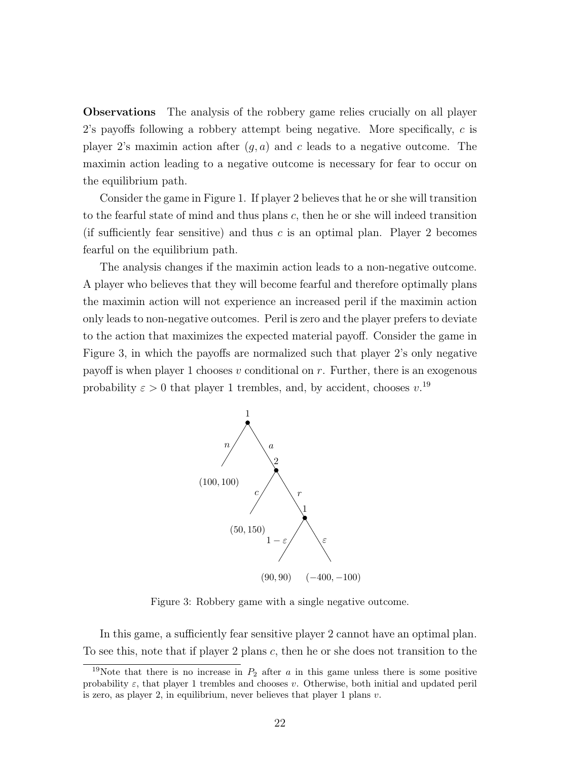**Observations** The analysis of the robbery game relies crucially on all player 2's payoffs following a robbery attempt being negative. More specifically, $c$ is player 2's maximin action after $(g, a)$ and $c$ leads to a negative outcome. The maximin action leading to a negative outcome is necessary for fear to occur on the equilibrium path.

Consider the game in Figure 1. If player 2 believes that he or she will transition to the fearful state of mind and thus plans $c$, then he or she will indeed transition (if sufficiently fear sensitive) and thus $c$ is an optimal plan. Player 2 becomes fearful on the equilibrium path.

The analysis changes if the maximin action leads to a non-negative outcome. A player who believes that they will become fearful and therefore optimally plans the maximin action will not experience an increased peril if the maximin action only leads to non-negative outcomes. Peril is zero and the player prefers to deviate to the action that maximizes the expected material payoff. Consider the game in Figure 3, in which the payoffs are normalized such that player 2's only negative payoff is when player 1 chooses $v$ conditional on $r$. Further, there is an exogenous probability $\varepsilon > 0$ that player 1 trembles, and, by accident, chooses $v$.[19]

Figure 3: Robbery game with a single negative outcome.

In this game, a sufficiently fear sensitive player 2 cannot have an optimal plan. To see this, note that if player 2 plans $c$, then he or she does not transition to the

[19] Note that there is no increase in $P_2$ after $a$ in this game unless there is some positive probability $\varepsilon$, that player 1 trembles and chooses $v$. Otherwise, both initial and updated peril is zero, as player 2, in equilibrium, never believes that player 1 plans $v$.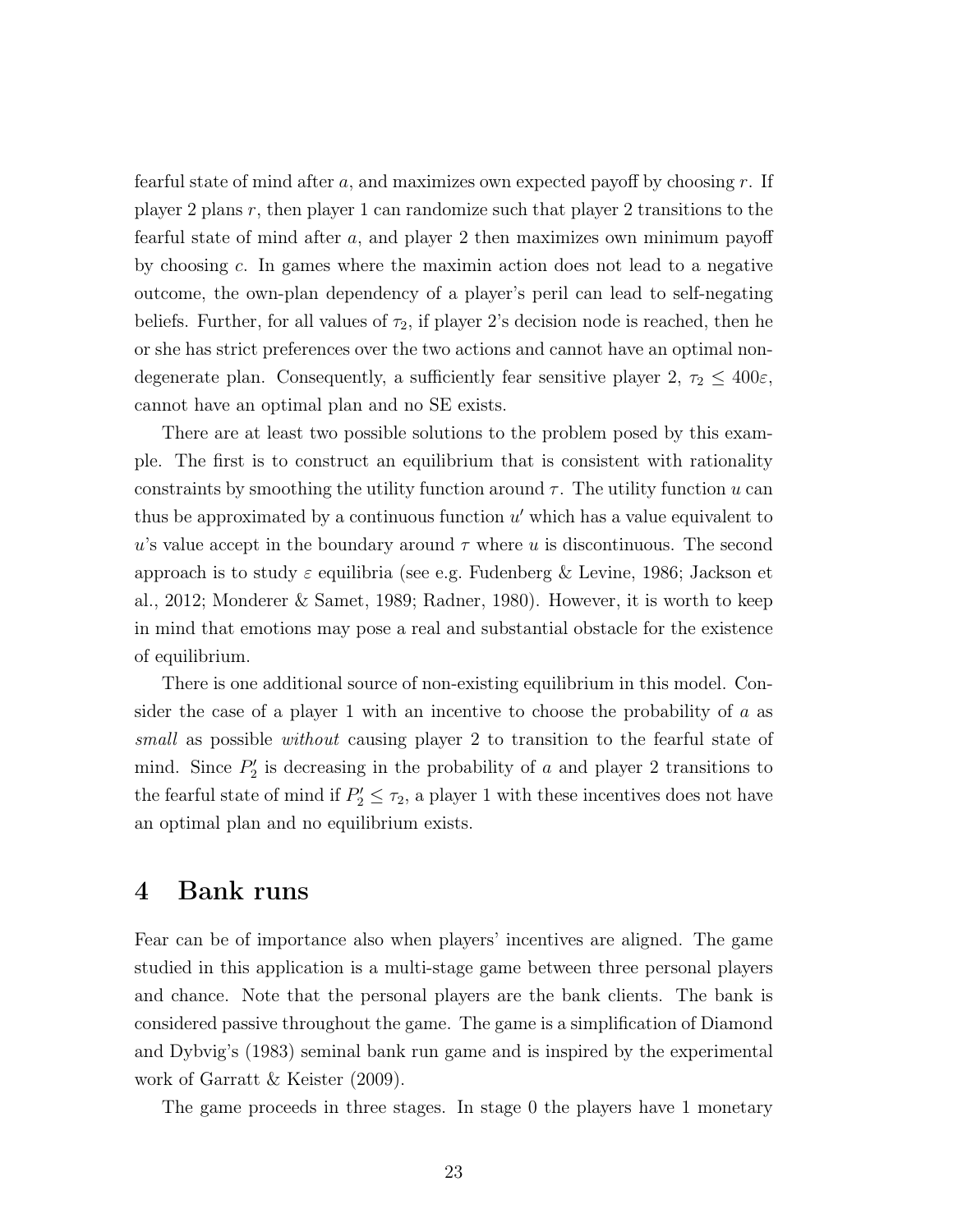fearful state of mind after $a$, and maximizes own expected payoff by choosing $r$. If player 2 plans $r$, then player 1 can randomize such that player 2 transitions to the fearful state of mind after $a$, and player 2 then maximizes own minimum payoff by choosing $c$. In games where the maximin action does not lead to a negative outcome, the own-plan dependency of a player's peril can lead to self-negating beliefs. Further, for all values of $\tau_2$, if player 2's decision node is reached, then he or she has strict preferences over the two actions and cannot have an optimal non-degenerate plan. Consequently, a sufficiently fear sensitive player 2, $\tau_2 \leq 400\varepsilon$, cannot have an optimal plan and no SE exists.

There are at least two possible solutions to the problem posed by this example. The first is to construct an equilibrium that is consistent with rationality constraints by smoothing the utility function around $\tau$. The utility function $u$ can thus be approximated by a continuous function $u'$ which has a value equivalent to $u$'s value accept in the boundary around $\tau$ where $u$ is discontinuous. The second approach is to study $\varepsilon$ equilibria (see e.g. Fudenberg & Levine, 1986; Jackson et al., 2012; Monderer & Samet, 1989; Radner, 1980). However, it is worth to keep in mind that emotions may pose a real and substantial obstacle for the existence of equilibrium.

There is one additional source of non-existing equilibrium in this model. Consider the case of a player 1 with an incentive to choose the probability of $a$ as *small* as possible *without* causing player 2 to transition to the fearful state of mind. Since $P_2'$ is decreasing in the probability of $a$ and player 2 transitions to the fearful state of mind if $P_2' \leq \tau_2$, a player 1 with these incentives does not have an optimal plan and no equilibrium exists.

# 4 Bank runs

Fear can be of importance also when players' incentives are aligned. The game studied in this application is a multi-stage game between three personal players and chance. Note that the personal players are the bank clients. The bank is considered passive throughout the game. The game is a simplification of Diamond and Dybvig's (1983) seminal bank run game and is inspired by the experimental work of Garratt & Keister (2009).

The game proceeds in three stages. In stage 0 the players have 1 monetary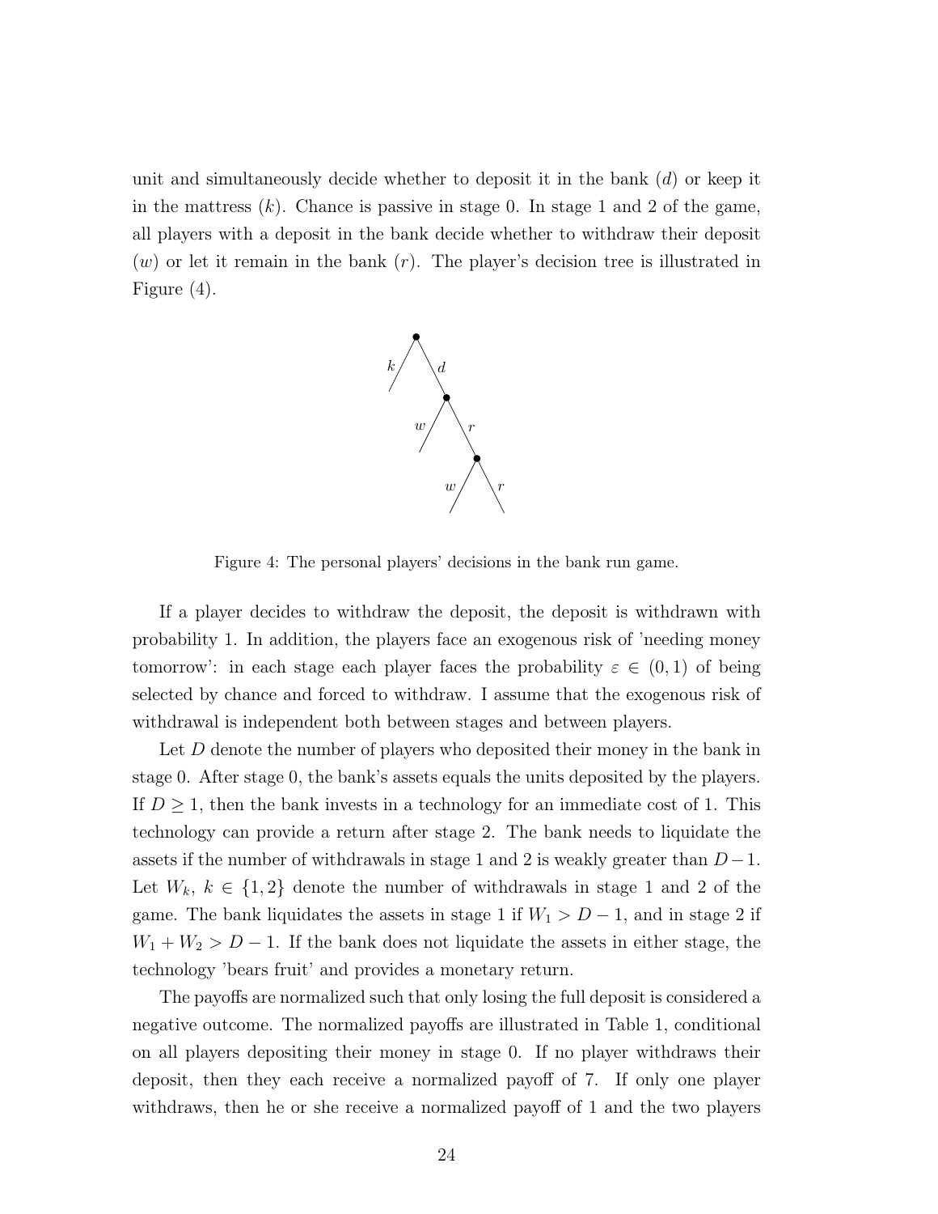unit and simultaneously decide whether to deposit it in the bank ($d$) or keep it in the mattress ($k$). Chance is passive in stage 0. In stage 1 and 2 of the game, all players with a deposit in the bank decide whether to withdraw their deposit ($w$) or let it remain in the bank ($r$). The player's decision tree is illustrated in Figure (4).

Figure 4: The personal players' decisions in the bank run game.

If a player decides to withdraw the deposit, the deposit is withdrawn with probability 1. In addition, the players face an exogenous risk of 'needing money tomorrow': in each stage each player faces the probability $\varepsilon \in (0, 1)$ of being selected by chance and forced to withdraw. I assume that the exogenous risk of withdrawal is independent both between stages and between players.

Let $D$ denote the number of players who deposited their money in the bank in stage 0. After stage 0, the bank's assets equals the units deposited by the players. If $D \geq 1$, then the bank invests in a technology for an immediate cost of 1. This technology can provide a return after stage 2. The bank needs to liquidate the assets if the number of withdrawals in stage 1 and 2 is weakly greater than $D-1$. Let $W_k$, $k \in \{1, 2\}$ denote the number of withdrawals in stage 1 and 2 of the game. The bank liquidates the assets in stage 1 if $W_1 > D - 1$, and in stage 2 if $W_1 + W_2 > D - 1$. If the bank does not liquidate the assets in either stage, the technology 'bears fruit' and provides a monetary return.

The payoffs are normalized such that only losing the full deposit is considered a negative outcome. The normalized payoffs are illustrated in Table 1, conditional on all players depositing their money in stage 0. If no player withdraws their deposit, then they each receive a normalized payoff of 7. If only one player withdraws, then he or she receive a normalized payoff of 1 and the two players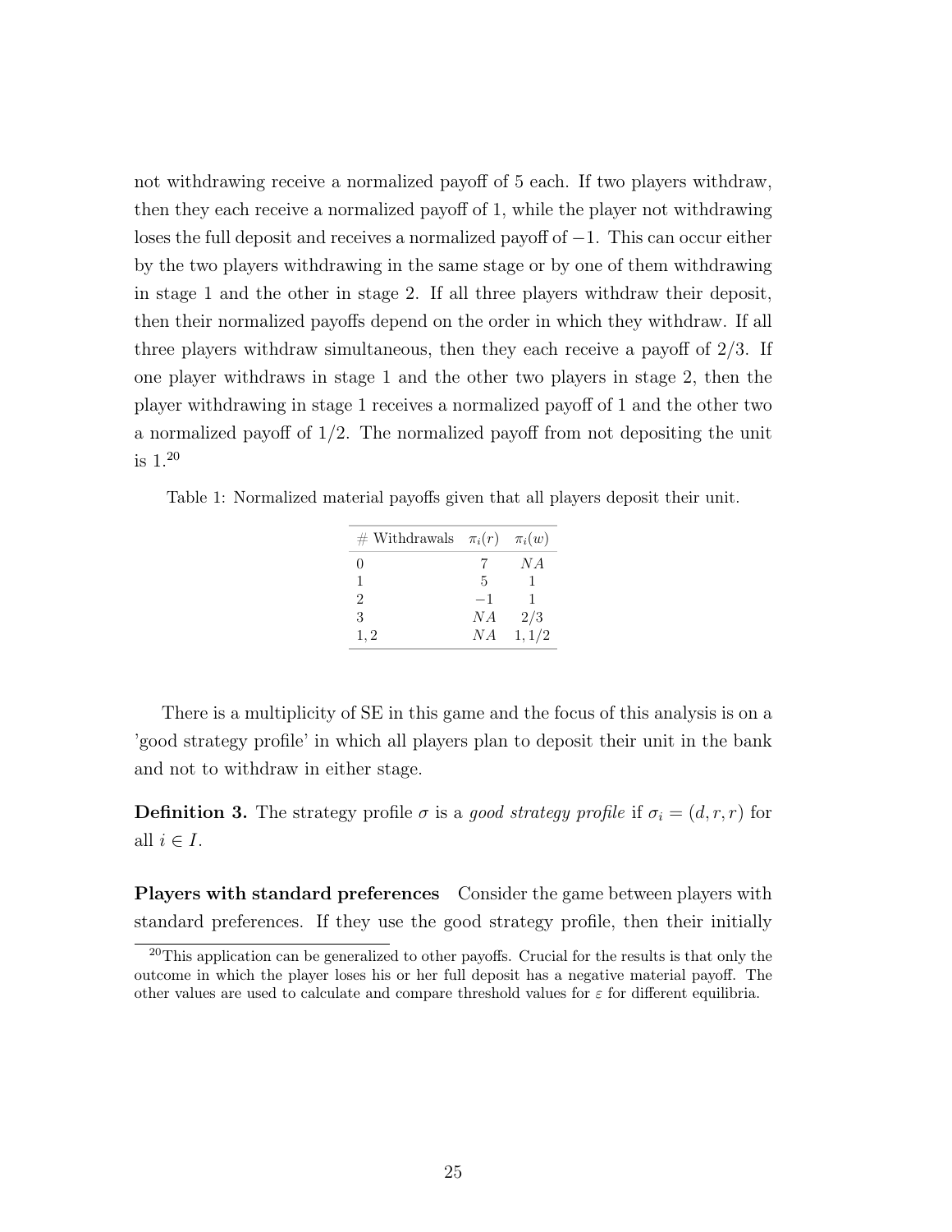not withdrawing receive a normalized payoff of 5 each. If two players withdraw, then they each receive a normalized payoff of 1, while the player not withdrawing loses the full deposit and receives a normalized payoff of $-1$. This can occur either by the two players withdrawing in the same stage or by one of them withdrawing in stage 1 and the other in stage 2. If all three players withdraw their deposit, then their normalized payoffs depend on the order in which they withdraw. If all three players withdraw simultaneous, then they each receive a payoff of 2/3. If one player withdraws in stage 1 and the other two players in stage 2, then the player withdrawing in stage 1 receives a normalized payoff of 1 and the other two a normalized payoff of 1/2. The normalized payoff from not depositing the unit is 1.[20]

Table 1: Normalized material payoffs given that all players deposit their unit.

| # Withdrawals | $\pi_i(r)$ | $\pi_i(w)$ |
|---|---|---|
| 0 | 7 | $NA$ |
| 1 | 5 | 1 |
| 2 | $-1$ | 1 |
| 3 | $NA$ | 2/3 |
| 1, 2 | $NA$ | 1, 1/2 |

There is a multiplicity of SE in this game and the focus of this analysis is on a 'good strategy profile' in which all players plan to deposit their unit in the bank and not to withdraw in either stage.

**Definition 3.** The strategy profile $\sigma$ is a *good strategy profile* if $\sigma_i = (d, r, r)$ for all $i \in I$.

**Players with standard preferences** Consider the game between players with standard preferences. If they use the good strategy profile, then their initially

[20] This application can be generalized to other payoffs. Crucial for the results is that only the outcome in which the player loses his or her full deposit has a negative material payoff. The other values are used to calculate and compare threshold values for $\varepsilon$ for different equilibria.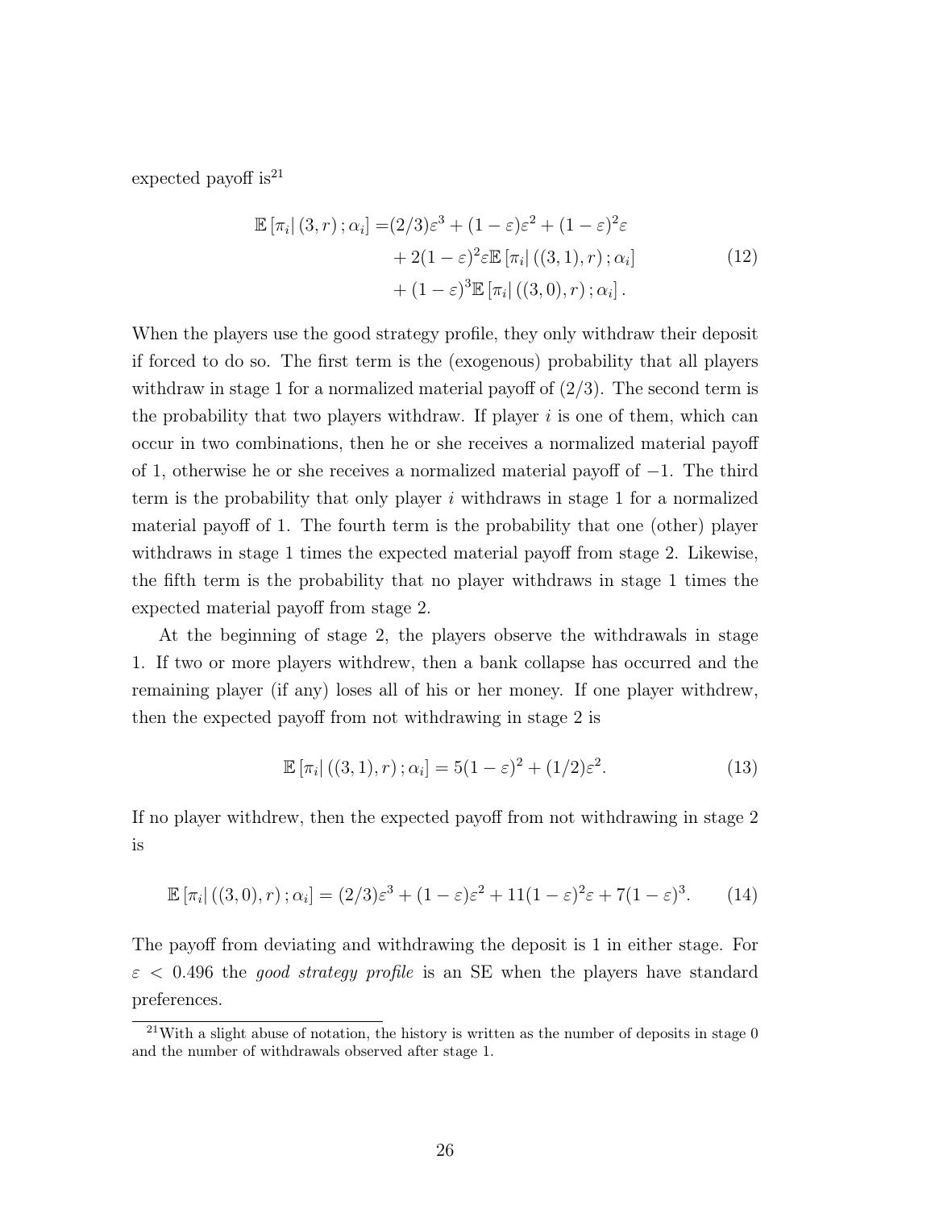expected payoff is[21]

$$
\begin{aligned}
\mathbb{E}\left[\pi_i \mid (3, r); \alpha_i\right] =& (2/3)\varepsilon^3 + (1-\varepsilon)\varepsilon^2 + (1-\varepsilon)^2\varepsilon \\
&+ 2(1-\varepsilon)^2\varepsilon\mathbb{E}\left[\pi_i \mid ((3,1), r); \alpha_i\right] \\
&+ (1-\varepsilon)^3\mathbb{E}\left[\pi_i \mid ((3,0), r); \alpha_i\right].
\end{aligned}
\tag{12}
$$

When the players use the good strategy profile, they only withdraw their deposit if forced to do so. The first term is the (exogenous) probability that all players withdraw in stage 1 for a normalized material payoff of (2/3). The second term is the probability that two players withdraw. If player $i$ is one of them, which can occur in two combinations, then he or she receives a normalized material payoff of 1, otherwise he or she receives a normalized material payoff of $-1$. The third term is the probability that only player $i$ withdraws in stage 1 for a normalized material payoff of 1. The fourth term is the probability that one (other) player withdraws in stage 1 times the expected material payoff from stage 2. Likewise, the fifth term is the probability that no player withdraws in stage 1 times the expected material payoff from stage 2.

At the beginning of stage 2, the players observe the withdrawals in stage 1. If two or more players withdrew, then a bank collapse has occurred and the remaining player (if any) loses all of his or her money. If one player withdrew, then the expected payoff from not withdrawing in stage 2 is

$$
\mathbb{E}\left[\pi_i \mid ((3,1), r); \alpha_i\right] = 5(1-\varepsilon)^2 + (1/2)\varepsilon^2. \tag{13}
$$

If no player withdrew, then the expected payoff from not withdrawing in stage 2 is

$$
\mathbb{E}\left[\pi_i \mid ((3,0), r); \alpha_i\right] = (2/3)\varepsilon^3 + (1-\varepsilon)\varepsilon^2 + 11(1-\varepsilon)^2\varepsilon + 7(1-\varepsilon)^3. \tag{14}
$$

The payoff from deviating and withdrawing the deposit is 1 in either stage. For $\varepsilon < 0.496$ the *good strategy profile* is an SE when the players have standard preferences.

[21] With a slight abuse of notation, the history is written as the number of deposits in stage 0 and the number of withdrawals observed after stage 1.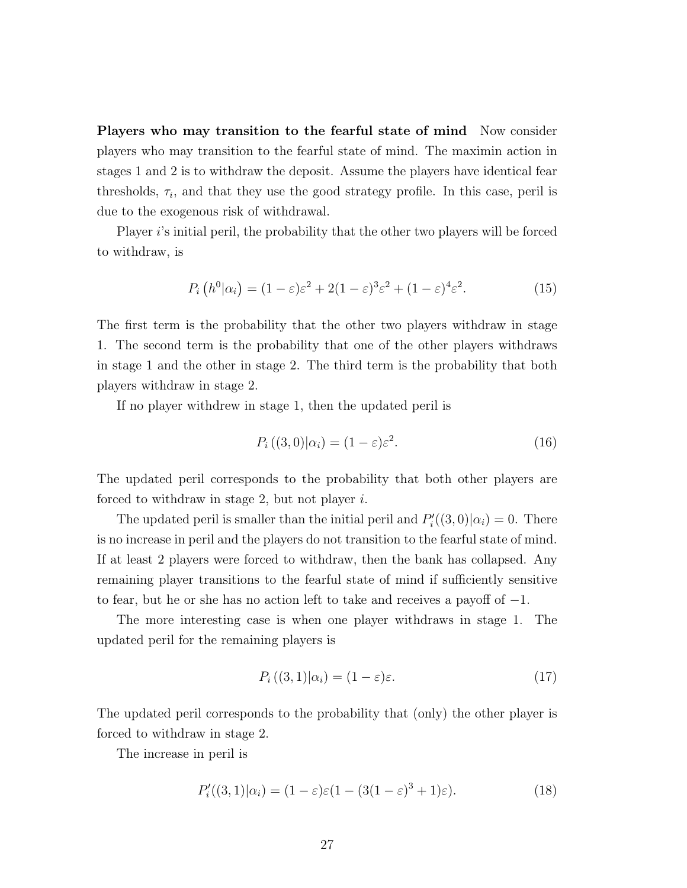**Players who may transition to the fearful state of mind** Now consider players who may transition to the fearful state of mind. The maximin action in stages 1 and 2 is to withdraw the deposit. Assume the players have identical fear thresholds, $\tau_i$, and that they use the good strategy profile. In this case, peril is due to the exogenous risk of withdrawal.

Player $i$'s initial peril, the probability that the other two players will be forced to withdraw, is

$$P_i\left(h^0|\alpha_i\right) = (1-\varepsilon)\varepsilon^2 + 2(1-\varepsilon)^3\varepsilon^2 + (1-\varepsilon)^4\varepsilon^2. \tag{15}$$

The first term is the probability that the other two players withdraw in stage 1. The second term is the probability that one of the other players withdraws in stage 1 and the other in stage 2. The third term is the probability that both players withdraw in stage 2.

If no player withdrew in stage 1, then the updated peril is

$$P_i\left((3,0)|\alpha_i\right) = (1-\varepsilon)\varepsilon^2. \tag{16}$$

The updated peril corresponds to the probability that both other players are forced to withdraw in stage 2, but not player $i$.

The updated peril is smaller than the initial peril and $P_i'((3,0)|\alpha_i) = 0$. There is no increase in peril and the players do not transition to the fearful state of mind. If at least 2 players were forced to withdraw, then the bank has collapsed. Any remaining player transitions to the fearful state of mind if sufficiently sensitive to fear, but he or she has no action left to take and receives a payoff of $-1$.

The more interesting case is when one player withdraws in stage 1. The updated peril for the remaining players is

$$P_i\left((3,1)|\alpha_i\right) = (1-\varepsilon)\varepsilon. \tag{17}$$

The updated peril corresponds to the probability that (only) the other player is forced to withdraw in stage 2.

The increase in peril is

$$P_i'((3,1)|\alpha_i) = (1-\varepsilon)\varepsilon(1-(3(1-\varepsilon)^3+1)\varepsilon). \tag{18}$$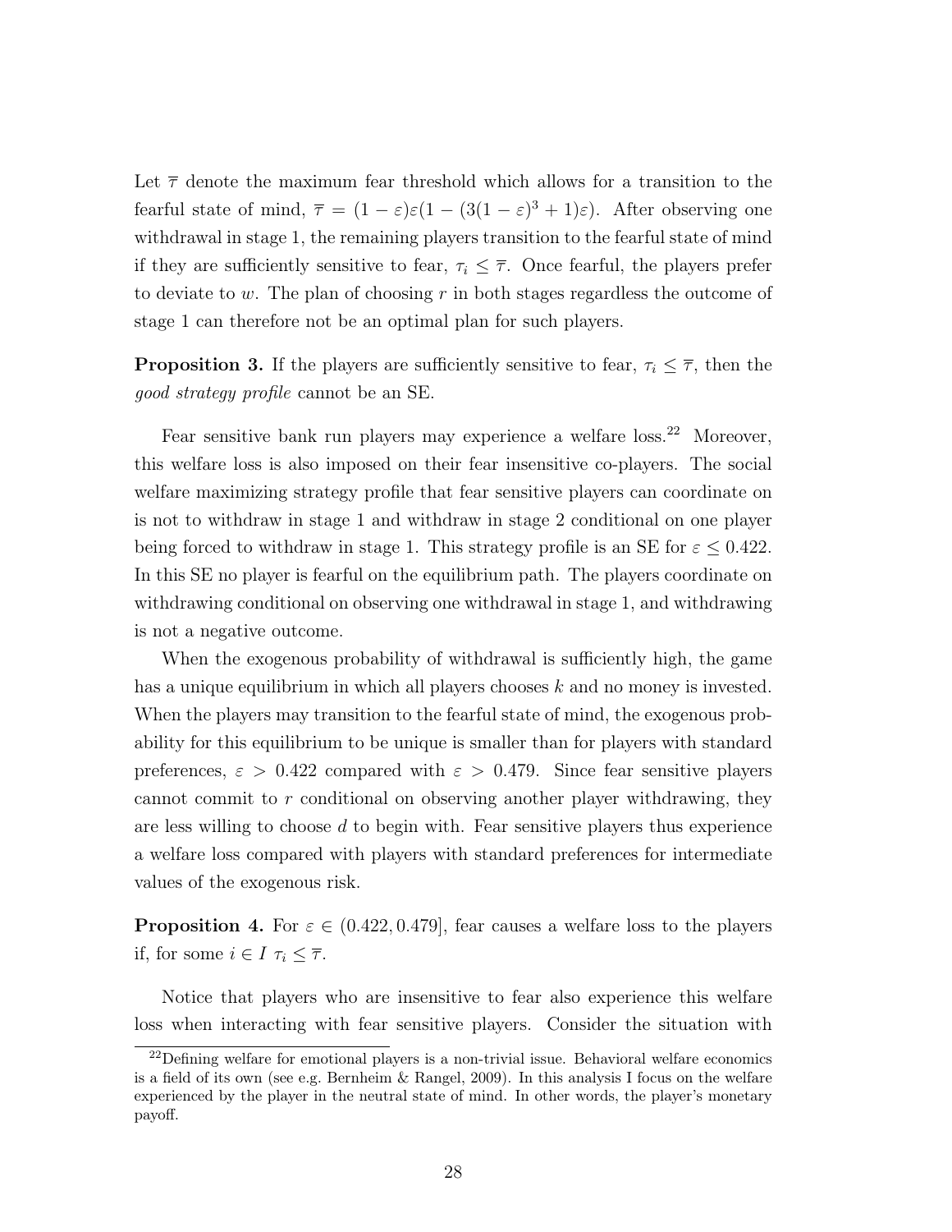Let $\overline{\tau}$ denote the maximum fear threshold which allows for a transition to the fearful state of mind, $\overline{\tau} = (1-\varepsilon)\varepsilon(1-(3(1-\varepsilon)^3+1)\varepsilon)$. After observing one withdrawal in stage 1, the remaining players transition to the fearful state of mind if they are sufficiently sensitive to fear, $\tau_i \leq \overline{\tau}$. Once fearful, the players prefer to deviate to $w$. The plan of choosing $r$ in both stages regardless the outcome of stage 1 can therefore not be an optimal plan for such players.

**Proposition 3.** If the players are sufficiently sensitive to fear, $\tau_i \leq \overline{\tau}$, then the *good strategy profile* cannot be an SE.

Fear sensitive bank run players may experience a welfare loss.[22] Moreover, this welfare loss is also imposed on their fear insensitive co-players. The social welfare maximizing strategy profile that fear sensitive players can coordinate on is not to withdraw in stage 1 and withdraw in stage 2 conditional on one player being forced to withdraw in stage 1. This strategy profile is an SE for $\varepsilon \leq 0.422$. In this SE no player is fearful on the equilibrium path. The players coordinate on withdrawing conditional on observing one withdrawal in stage 1, and withdrawing is not a negative outcome.

When the exogenous probability of withdrawal is sufficiently high, the game has a unique equilibrium in which all players chooses $k$ and no money is invested. When the players may transition to the fearful state of mind, the exogenous probability for this equilibrium to be unique is smaller than for players with standard preferences, $\varepsilon > 0.422$ compared with $\varepsilon > 0.479$. Since fear sensitive players cannot commit to $r$ conditional on observing another player withdrawing, they are less willing to choose $d$ to begin with. Fear sensitive players thus experience a welfare loss compared with players with standard preferences for intermediate values of the exogenous risk.

**Proposition 4.** For $\varepsilon \in (0.422, 0.479]$, fear causes a welfare loss to the players if, for some $i \in I$ $\tau_i \leq \overline{\tau}$.

Notice that players who are insensitive to fear also experience this welfare loss when interacting with fear sensitive players. Consider the situation with

[22] Defining welfare for emotional players is a non-trivial issue. Behavioral welfare economics is a field of its own (see e.g. Bernheim & Rangel, 2009). In this analysis I focus on the welfare experienced by the player in the neutral state of mind. In other words, the player's monetary payoff.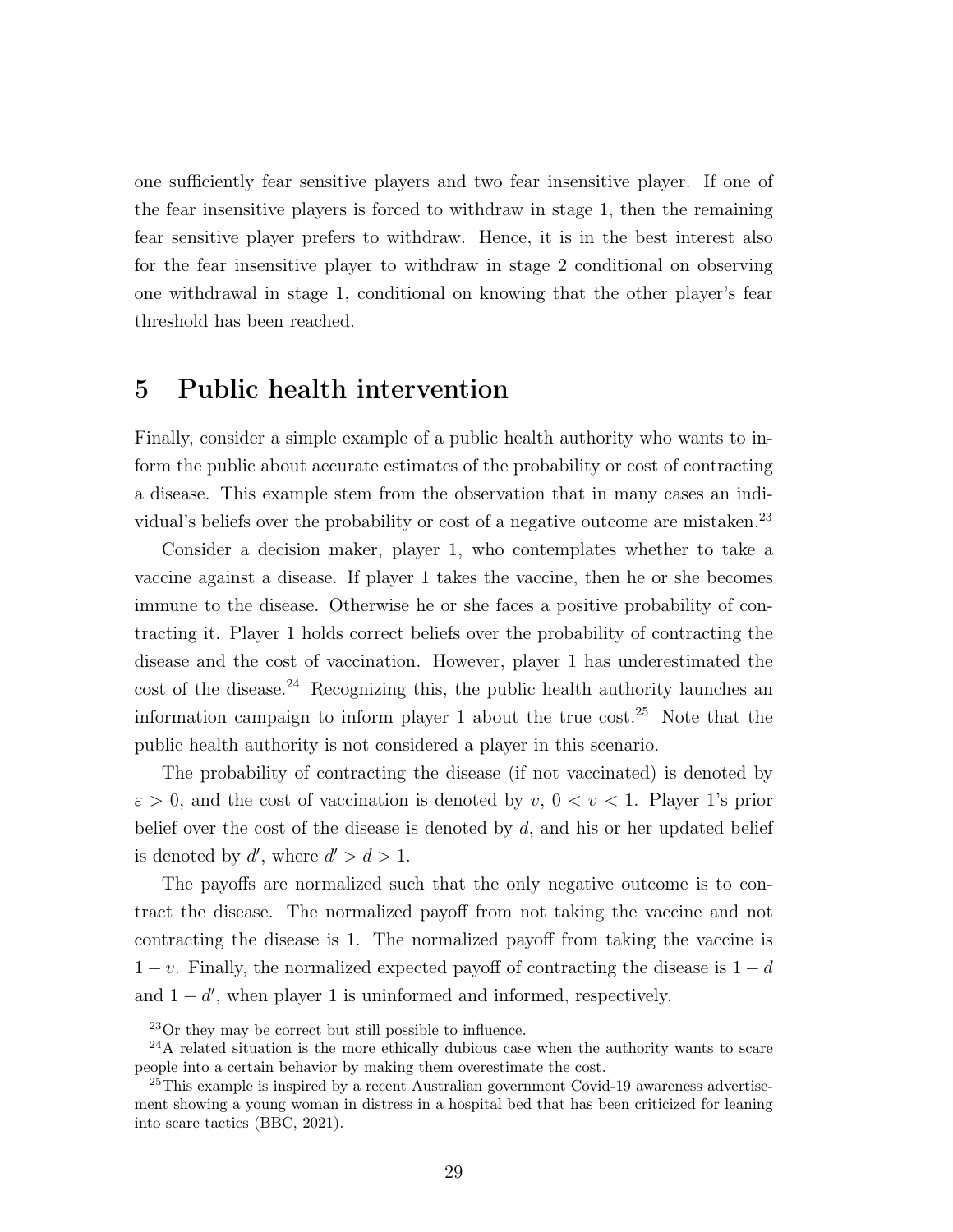one sufficiently fear sensitive players and two fear insensitive player. If one of the fear insensitive players is forced to withdraw in stage 1, then the remaining fear sensitive player prefers to withdraw. Hence, it is in the best interest also for the fear insensitive player to withdraw in stage 2 conditional on observing one withdrawal in stage 1, conditional on knowing that the other player's fear threshold has been reached.

# 5 Public health intervention

Finally, consider a simple example of a public health authority who wants to inform the public about accurate estimates of the probability or cost of contracting a disease. This example stem from the observation that in many cases an individual's beliefs over the probability or cost of a negative outcome are mistaken.[23]

Consider a decision maker, player 1, who contemplates whether to take a vaccine against a disease. If player 1 takes the vaccine, then he or she becomes immune to the disease. Otherwise he or she faces a positive probability of contracting it. Player 1 holds correct beliefs over the probability of contracting the disease and the cost of vaccination. However, player 1 has underestimated the cost of the disease.[24] Recognizing this, the public health authority launches an information campaign to inform player 1 about the true cost.[25] Note that the public health authority is not considered a player in this scenario.

The probability of contracting the disease (if not vaccinated) is denoted by $\varepsilon > 0$, and the cost of vaccination is denoted by $v$, $0 < v < 1$. Player 1's prior belief over the cost of the disease is denoted by $d$, and his or her updated belief is denoted by $d'$, where $d' > d > 1$.

The payoffs are normalized such that the only negative outcome is to contract the disease. The normalized payoff from not taking the vaccine and not contracting the disease is 1. The normalized payoff from taking the vaccine is $1 - v$. Finally, the normalized expected payoff of contracting the disease is $1 - d$ and $1 - d'$, when player 1 is uninformed and informed, respectively.

[23] Or they may be correct but still possible to influence.

[24] A related situation is the more ethically dubious case when the authority wants to scare people into a certain behavior by making them overestimate the cost.

[25] This example is inspired by a recent Australian government Covid-19 awareness advertisement showing a young woman in distress in a hospital bed that has been criticized for leaning into scare tactics (BBC, 2021).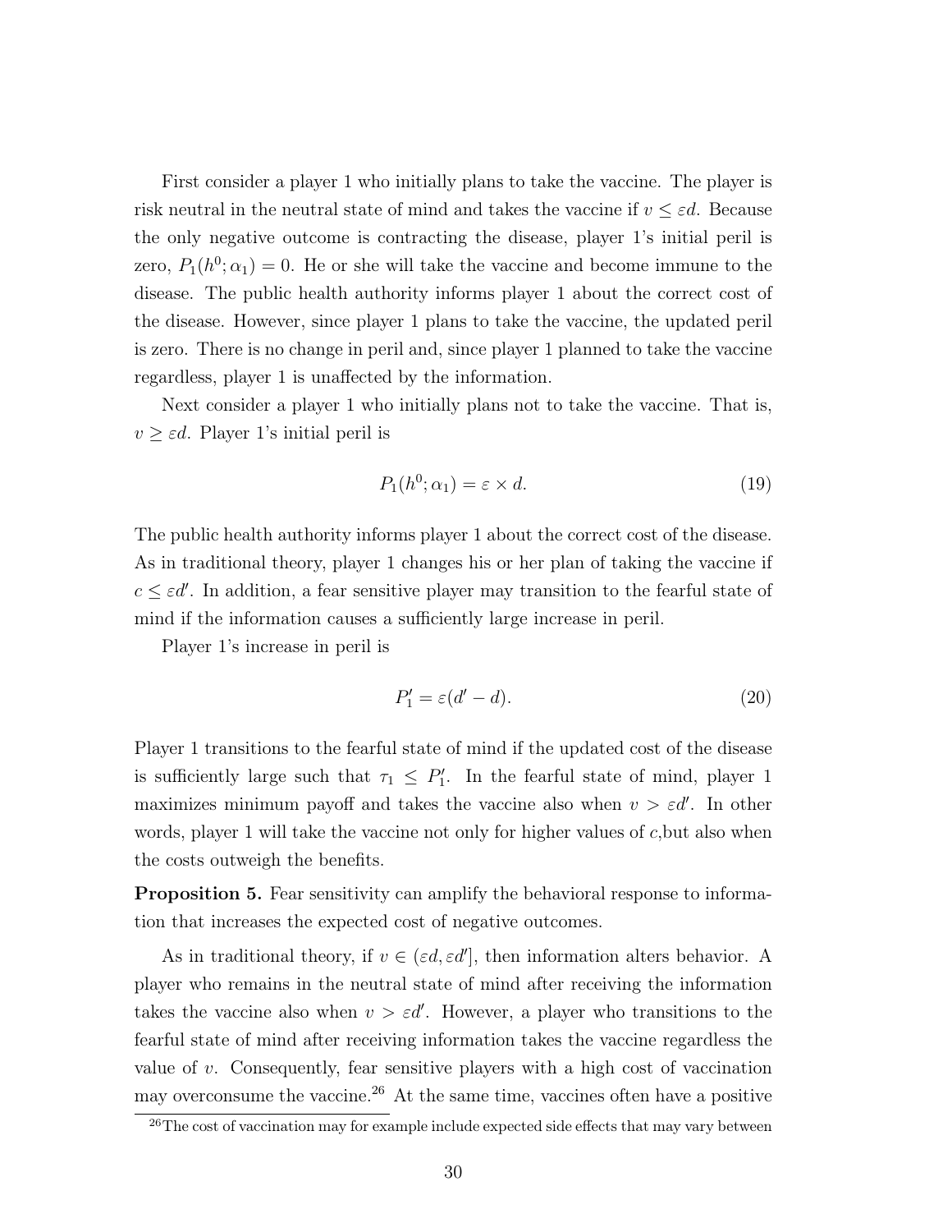First consider a player 1 who initially plans to take the vaccine. The player is risk neutral in the neutral state of mind and takes the vaccine if $v \leq \varepsilon d$. Because the only negative outcome is contracting the disease, player 1's initial peril is zero, $P_1(h^0; \alpha_1) = 0$. He or she will take the vaccine and become immune to the disease. The public health authority informs player 1 about the correct cost of the disease. However, since player 1 plans to take the vaccine, the updated peril is zero. There is no change in peril and, since player 1 planned to take the vaccine regardless, player 1 is unaffected by the information.

Next consider a player 1 who initially plans not to take the vaccine. That is, $v \geq \varepsilon d$. Player 1's initial peril is

$$P_1(h^0; \alpha_1) = \varepsilon \times d. \tag{19}$$

The public health authority informs player 1 about the correct cost of the disease. As in traditional theory, player 1 changes his or her plan of taking the vaccine if $c \leq \varepsilon d'$. In addition, a fear sensitive player may transition to the fearful state of mind if the information causes a sufficiently large increase in peril.

Player 1's increase in peril is

$$P_1' = \varepsilon(d' - d). \tag{20}$$

Player 1 transitions to the fearful state of mind if the updated cost of the disease is sufficiently large such that $\tau_1 \leq P_1'$. In the fearful state of mind, player 1 maximizes minimum payoff and takes the vaccine also when $v > \varepsilon d'$. In other words, player 1 will take the vaccine not only for higher values of $c$,but also when the costs outweigh the benefits.

**Proposition 5.** Fear sensitivity can amplify the behavioral response to information that increases the expected cost of negative outcomes.

As in traditional theory, if $v \in (\varepsilon d, \varepsilon d']$, then information alters behavior. A player who remains in the neutral state of mind after receiving the information takes the vaccine also when $v > \varepsilon d'$. However, a player who transitions to the fearful state of mind after receiving information takes the vaccine regardless the value of $v$. Consequently, fear sensitive players with a high cost of vaccination may overconsume the vaccine.[26] At the same time, vaccines often have a positive

[26] The cost of vaccination may for example include expected side effects that may vary between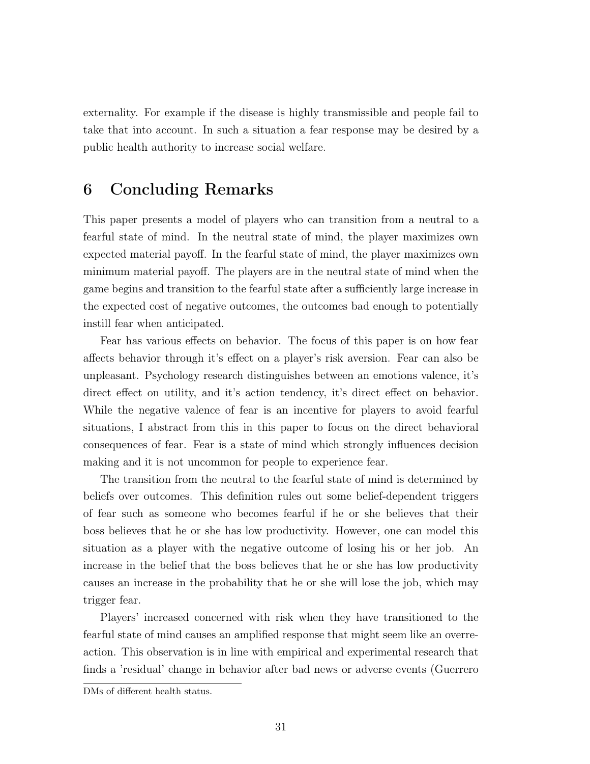externality. For example if the disease is highly transmissible and people fail to take that into account. In such a situation a fear response may be desired by a public health authority to increase social welfare.

## 6 Concluding Remarks

This paper presents a model of players who can transition from a neutral to a fearful state of mind. In the neutral state of mind, the player maximizes own expected material payoff. In the fearful state of mind, the player maximizes own minimum material payoff. The players are in the neutral state of mind when the game begins and transition to the fearful state after a sufficiently large increase in the expected cost of negative outcomes, the outcomes bad enough to potentially instill fear when anticipated.

Fear has various effects on behavior. The focus of this paper is on how fear affects behavior through it's effect on a player's risk aversion. Fear can also be unpleasant. Psychology research distinguishes between an emotions valence, it's direct effect on utility, and it's action tendency, it's direct effect on behavior. While the negative valence of fear is an incentive for players to avoid fearful situations, I abstract from this in this paper to focus on the direct behavioral consequences of fear. Fear is a state of mind which strongly influences decision making and it is not uncommon for people to experience fear.

The transition from the neutral to the fearful state of mind is determined by beliefs over outcomes. This definition rules out some belief-dependent triggers of fear such as someone who becomes fearful if he or she believes that their boss believes that he or she has low productivity. However, one can model this situation as a player with the negative outcome of losing his or her job. An increase in the belief that the boss believes that he or she has low productivity causes an increase in the probability that he or she will lose the job, which may trigger fear.

Players' increased concerned with risk when they have transitioned to the fearful state of mind causes an amplified response that might seem like an overreaction. This observation is in line with empirical and experimental research that finds a 'residual' change in behavior after bad news or adverse events (Guerrero

DMs of different health status.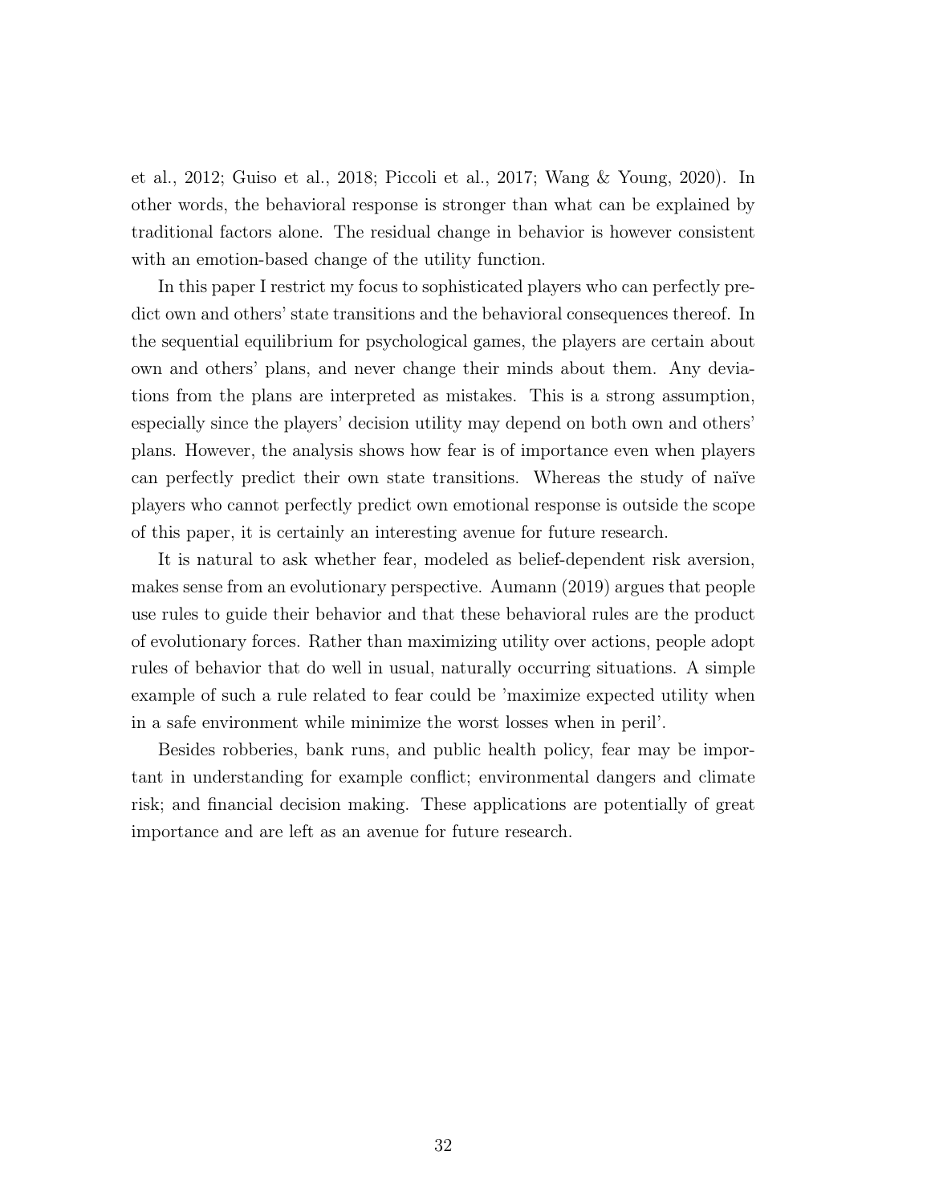et al., 2012; Guiso et al., 2018; Piccoli et al., 2017; Wang & Young, 2020). In other words, the behavioral response is stronger than what can be explained by traditional factors alone. The residual change in behavior is however consistent with an emotion-based change of the utility function.

In this paper I restrict my focus to sophisticated players who can perfectly predict own and others' state transitions and the behavioral consequences thereof. In the sequential equilibrium for psychological games, the players are certain about own and others' plans, and never change their minds about them. Any deviations from the plans are interpreted as mistakes. This is a strong assumption, especially since the players' decision utility may depend on both own and others' plans. However, the analysis shows how fear is of importance even when players can perfectly predict their own state transitions. Whereas the study of naïve players who cannot perfectly predict own emotional response is outside the scope of this paper, it is certainly an interesting avenue for future research.

It is natural to ask whether fear, modeled as belief-dependent risk aversion, makes sense from an evolutionary perspective. Aumann (2019) argues that people use rules to guide their behavior and that these behavioral rules are the product of evolutionary forces. Rather than maximizing utility over actions, people adopt rules of behavior that do well in usual, naturally occurring situations. A simple example of such a rule related to fear could be 'maximize expected utility when in a safe environment while minimize the worst losses when in peril'.

Besides robberies, bank runs, and public health policy, fear may be important in understanding for example conflict; environmental dangers and climate risk; and financial decision making. These applications are potentially of great importance and are left as an avenue for future research.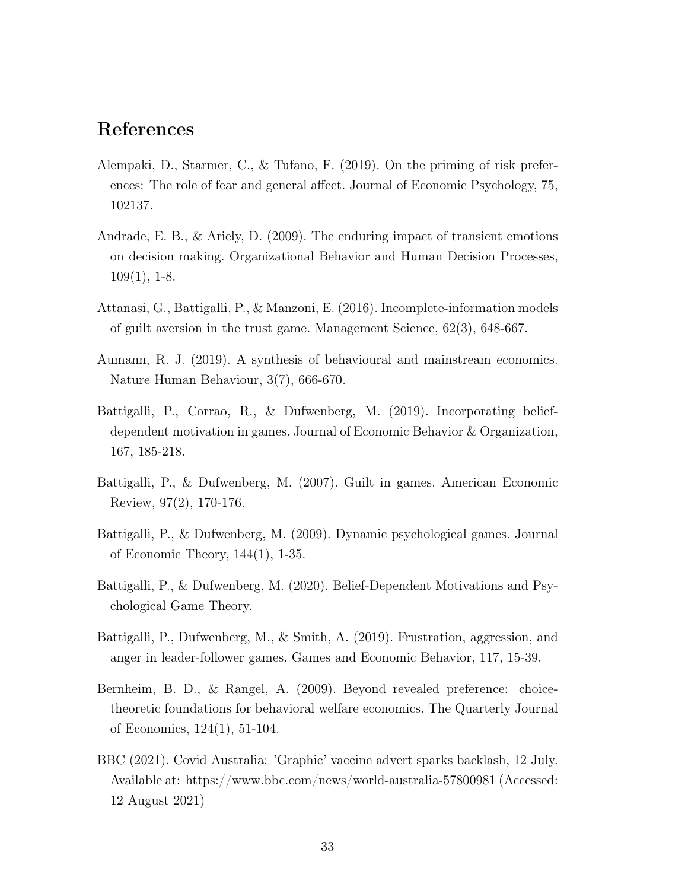# References

Alempaki, D., Starmer, C., & Tufano, F. (2019). On the priming of risk preferences: The role of fear and general affect. Journal of Economic Psychology, 75, 102137.

Andrade, E. B., & Ariely, D. (2009). The enduring impact of transient emotions on decision making. Organizational Behavior and Human Decision Processes, 109(1), 1-8.

Attanasi, G., Battigalli, P., & Manzoni, E. (2016). Incomplete-information models of guilt aversion in the trust game. Management Science, 62(3), 648-667.

Aumann, R. J. (2019). A synthesis of behavioural and mainstream economics. Nature Human Behaviour, 3(7), 666-670.

Battigalli, P., Corrao, R., & Dufwenberg, M. (2019). Incorporating belief-dependent motivation in games. Journal of Economic Behavior & Organization, 167, 185-218.

Battigalli, P., & Dufwenberg, M. (2007). Guilt in games. American Economic Review, 97(2), 170-176.

Battigalli, P., & Dufwenberg, M. (2009). Dynamic psychological games. Journal of Economic Theory, 144(1), 1-35.

Battigalli, P., & Dufwenberg, M. (2020). Belief-Dependent Motivations and Psychological Game Theory.

Battigalli, P., Dufwenberg, M., & Smith, A. (2019). Frustration, aggression, and anger in leader-follower games. Games and Economic Behavior, 117, 15-39.

Bernheim, B. D., & Rangel, A. (2009). Beyond revealed preference: choice-theoretic foundations for behavioral welfare economics. The Quarterly Journal of Economics, 124(1), 51-104.

BBC (2021). Covid Australia: 'Graphic' vaccine advert sparks backlash, 12 July. Available at: https://www.bbc.com/news/world-australia-57800981 (Accessed: 12 August 2021)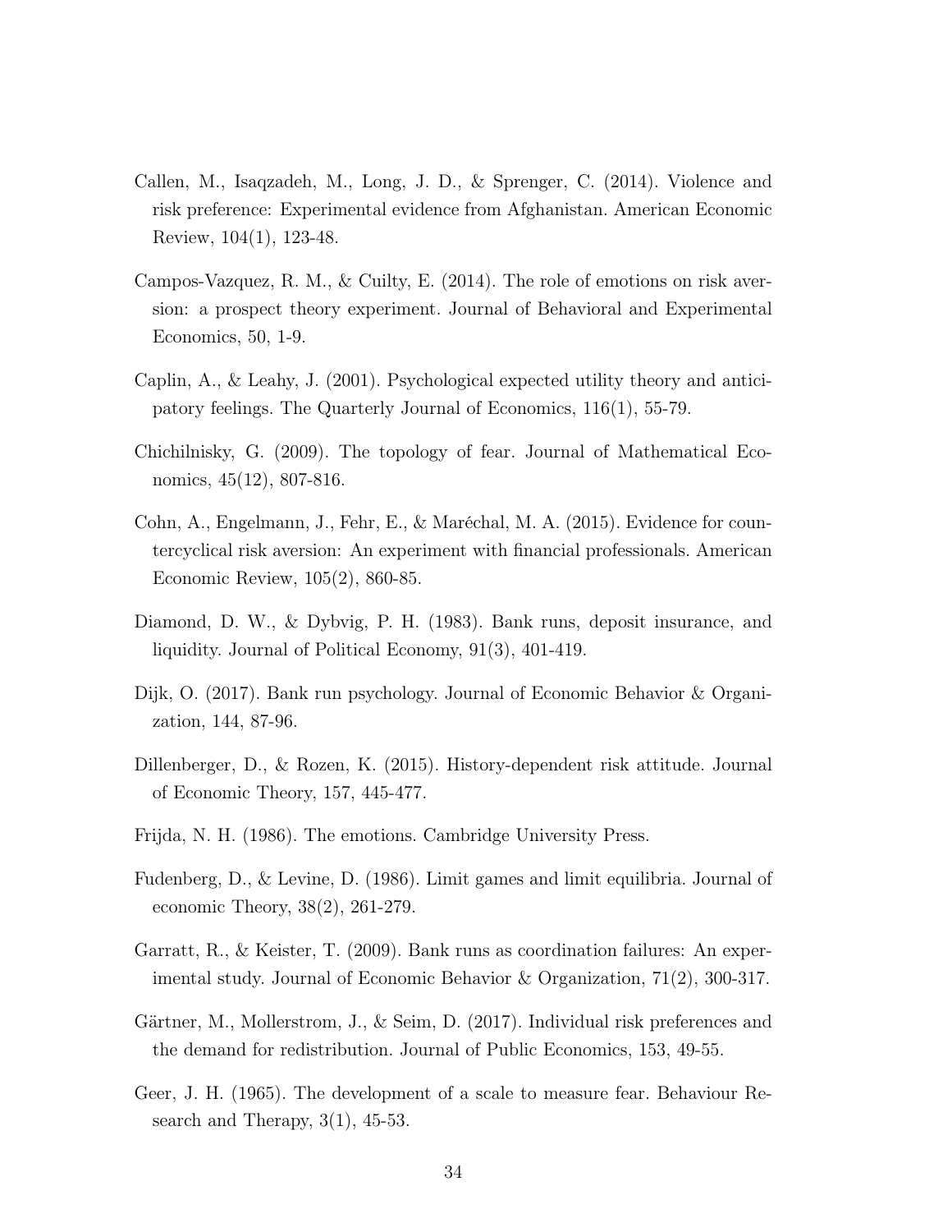Callen, M., Isaqzadeh, M., Long, J. D., & Sprenger, C. (2014). Violence and risk preference: Experimental evidence from Afghanistan. American Economic Review, 104(1), 123-48.

Campos-Vazquez, R. M., & Cuilty, E. (2014). The role of emotions on risk aversion: a prospect theory experiment. Journal of Behavioral and Experimental Economics, 50, 1-9.

Caplin, A., & Leahy, J. (2001). Psychological expected utility theory and anticipatory feelings. The Quarterly Journal of Economics, 116(1), 55-79.

Chichilnisky, G. (2009). The topology of fear. Journal of Mathematical Economics, 45(12), 807-816.

Cohn, A., Engelmann, J., Fehr, E., & Maréchal, M. A. (2015). Evidence for countercyclical risk aversion: An experiment with financial professionals. American Economic Review, 105(2), 860-85.

Diamond, D. W., & Dybvig, P. H. (1983). Bank runs, deposit insurance, and liquidity. Journal of Political Economy, 91(3), 401-419.

Dijk, O. (2017). Bank run psychology. Journal of Economic Behavior & Organization, 144, 87-96.

Dillenberger, D., & Rozen, K. (2015). History-dependent risk attitude. Journal of Economic Theory, 157, 445-477.

Frijda, N. H. (1986). The emotions. Cambridge University Press.

Fudenberg, D., & Levine, D. (1986). Limit games and limit equilibria. Journal of economic Theory, 38(2), 261-279.

Garratt, R., & Keister, T. (2009). Bank runs as coordination failures: An experimental study. Journal of Economic Behavior & Organization, 71(2), 300-317.

Gärtner, M., Mollerstrom, J., & Seim, D. (2017). Individual risk preferences and the demand for redistribution. Journal of Public Economics, 153, 49-55.

Geer, J. H. (1965). The development of a scale to measure fear. Behaviour Research and Therapy, 3(1), 45-53.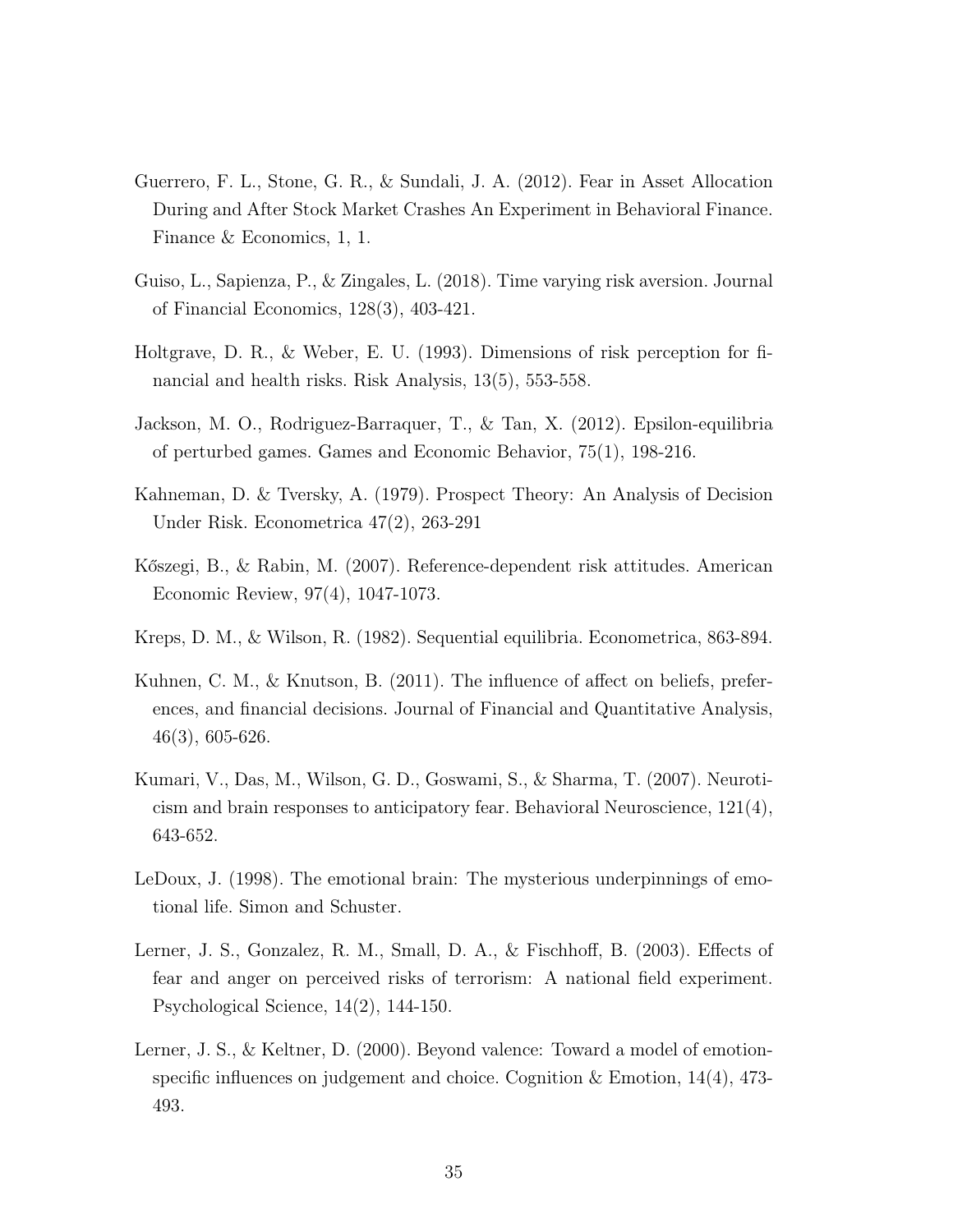Guerrero, F. L., Stone, G. R., & Sundali, J. A. (2012). Fear in Asset Allocation During and After Stock Market Crashes An Experiment in Behavioral Finance. Finance & Economics, 1, 1.

Guiso, L., Sapienza, P., & Zingales, L. (2018). Time varying risk aversion. Journal of Financial Economics, 128(3), 403-421.

Holtgrave, D. R., & Weber, E. U. (1993). Dimensions of risk perception for financial and health risks. Risk Analysis, 13(5), 553-558.

Jackson, M. O., Rodriguez-Barraquer, T., & Tan, X. (2012). Epsilon-equilibria of perturbed games. Games and Economic Behavior, 75(1), 198-216.

Kahneman, D. & Tversky, A. (1979). Prospect Theory: An Analysis of Decision Under Risk. Econometrica 47(2), 263-291

Kőszegi, B., & Rabin, M. (2007). Reference-dependent risk attitudes. American Economic Review, 97(4), 1047-1073.

Kreps, D. M., & Wilson, R. (1982). Sequential equilibria. Econometrica, 863-894.

Kuhnen, C. M., & Knutson, B. (2011). The influence of affect on beliefs, preferences, and financial decisions. Journal of Financial and Quantitative Analysis, 46(3), 605-626.

Kumari, V., Das, M., Wilson, G. D., Goswami, S., & Sharma, T. (2007). Neuroticism and brain responses to anticipatory fear. Behavioral Neuroscience, 121(4), 643-652.

LeDoux, J. (1998). The emotional brain: The mysterious underpinnings of emotional life. Simon and Schuster.

Lerner, J. S., Gonzalez, R. M., Small, D. A., & Fischhoff, B. (2003). Effects of fear and anger on perceived risks of terrorism: A national field experiment. Psychological Science, 14(2), 144-150.

Lerner, J. S., & Keltner, D. (2000). Beyond valence: Toward a model of emotion-specific influences on judgement and choice. Cognition & Emotion, 14(4), 473-493.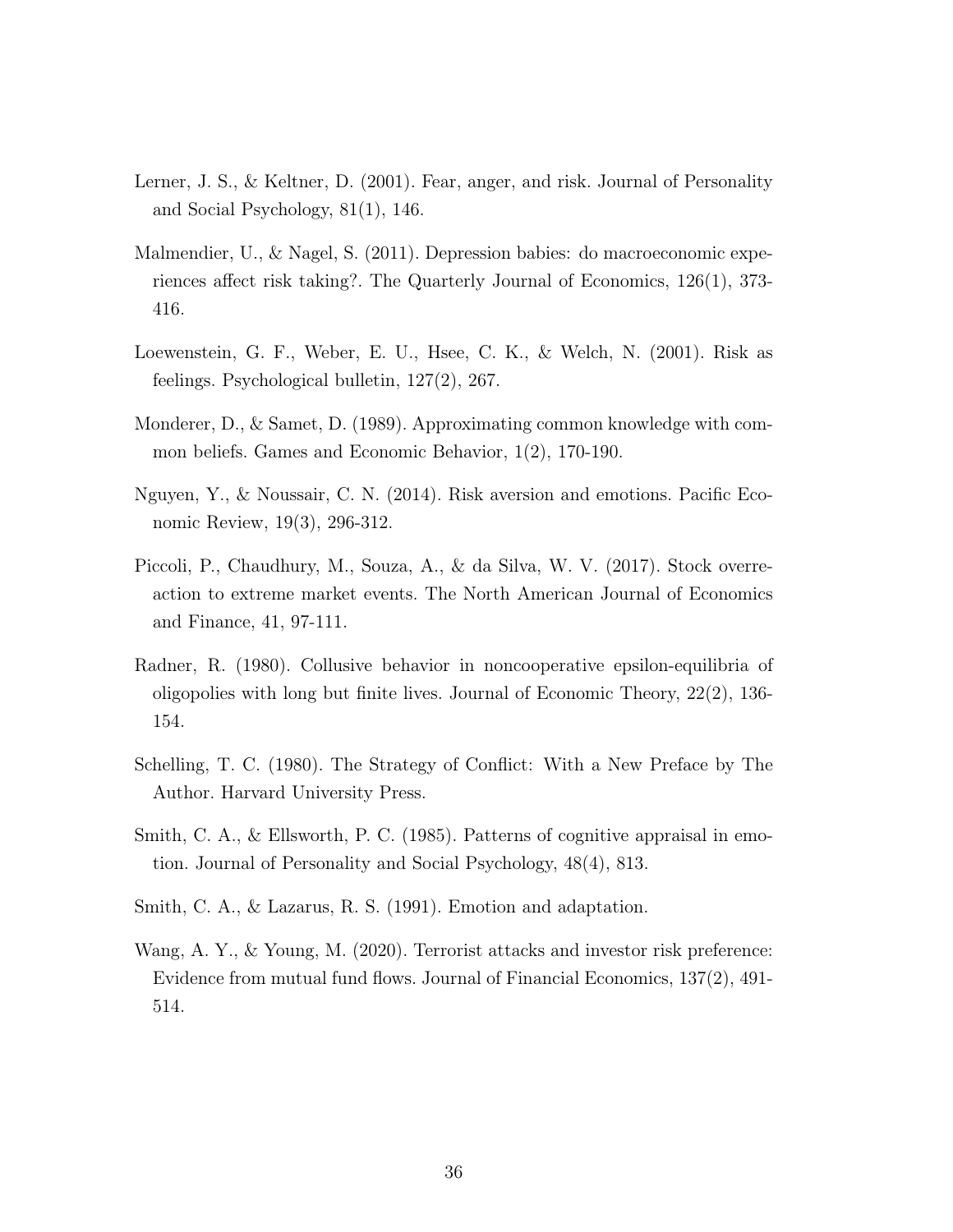Lerner, J. S., & Keltner, D. (2001). Fear, anger, and risk. Journal of Personality and Social Psychology, 81(1), 146.

Malmendier, U., & Nagel, S. (2011). Depression babies: do macroeconomic experiences affect risk taking?. The Quarterly Journal of Economics, 126(1), 373-416.

Loewenstein, G. F., Weber, E. U., Hsee, C. K., & Welch, N. (2001). Risk as feelings. Psychological bulletin, 127(2), 267.

Monderer, D., & Samet, D. (1989). Approximating common knowledge with common beliefs. Games and Economic Behavior, 1(2), 170-190.

Nguyen, Y., & Noussair, C. N. (2014). Risk aversion and emotions. Pacific Economic Review, 19(3), 296-312.

Piccoli, P., Chaudhury, M., Souza, A., & da Silva, W. V. (2017). Stock overreaction to extreme market events. The North American Journal of Economics and Finance, 41, 97-111.

Radner, R. (1980). Collusive behavior in noncooperative epsilon-equilibria of oligopolies with long but finite lives. Journal of Economic Theory, 22(2), 136-154.

Schelling, T. C. (1980). The Strategy of Conflict: With a New Preface by The Author. Harvard University Press.

Smith, C. A., & Ellsworth, P. C. (1985). Patterns of cognitive appraisal in emotion. Journal of Personality and Social Psychology, 48(4), 813.

Smith, C. A., & Lazarus, R. S. (1991). Emotion and adaptation.

Wang, A. Y., & Young, M. (2020). Terrorist attacks and investor risk preference: Evidence from mutual fund flows. Journal of Financial Economics, 137(2), 491-514.